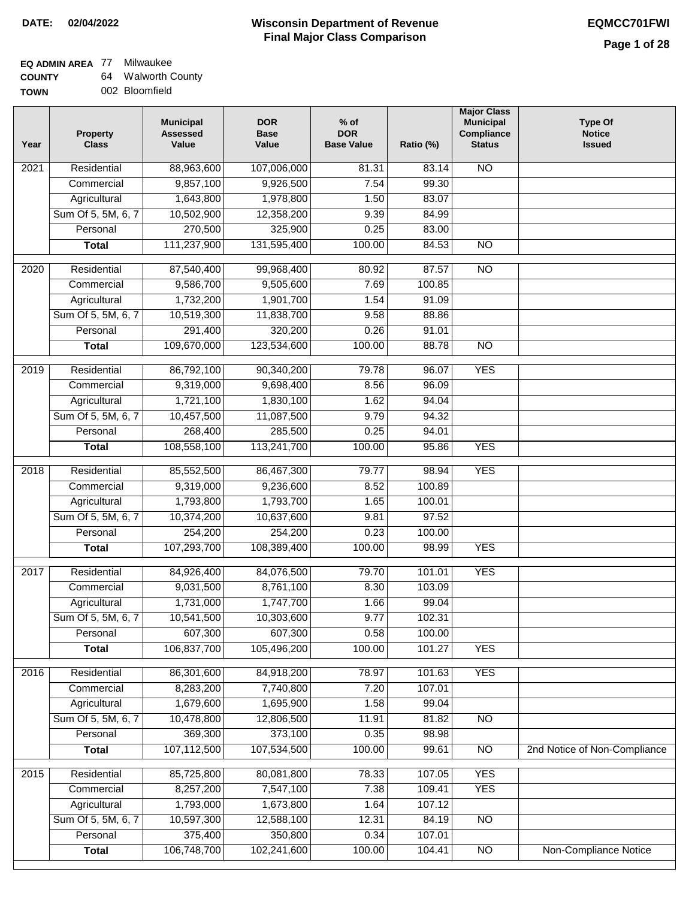**DATE: 02/04/2022**

# Wisconsin Department of Revenue
## Final Major Class Comparison

**EQMCC701FWI**

**EQ ADMIN AREA** 77 Milwaukee
**COUNTY** 64 Walworth County
**TOWN** 002 Bloomfield

| Year | Property Class | Municipal Assessed Value | DOR Base Value | % of DOR Base Value | Ratio (%) | Major Class Municipal Compliance Status | Type Of Notice Issued |
|---|---|---|---|---|---|---|---|
| 2021 | Residential | 88,963,600 | 107,006,000 | 81.31 | 83.14 | NO | |
| | Commercial | 9,857,100 | 9,926,500 | 7.54 | 99.30 | | |
| | Agricultural | 1,643,800 | 1,978,800 | 1.50 | 83.07 | | |
| | Sum Of 5, 5M, 6, 7 | 10,502,900 | 12,358,200 | 9.39 | 84.99 | | |
| | Personal | 270,500 | 325,900 | 0.25 | 83.00 | | |
| | **Total** | 111,237,900 | 131,595,400 | 100.00 | 84.53 | NO | |
| 2020 | Residential | 87,540,400 | 99,968,400 | 80.92 | 87.57 | NO | |
| | Commercial | 9,586,700 | 9,505,600 | 7.69 | 100.85 | | |
| | Agricultural | 1,732,200 | 1,901,700 | 1.54 | 91.09 | | |
| | Sum Of 5, 5M, 6, 7 | 10,519,300 | 11,838,700 | 9.58 | 88.86 | | |
| | Personal | 291,400 | 320,200 | 0.26 | 91.01 | | |
| | **Total** | 109,670,000 | 123,534,600 | 100.00 | 88.78 | NO | |
| 2019 | Residential | 86,792,100 | 90,340,200 | 79.78 | 96.07 | YES | |
| | Commercial | 9,319,000 | 9,698,400 | 8.56 | 96.09 | | |
| | Agricultural | 1,721,100 | 1,830,100 | 1.62 | 94.04 | | |
| | Sum Of 5, 5M, 6, 7 | 10,457,500 | 11,087,500 | 9.79 | 94.32 | | |
| | Personal | 268,400 | 285,500 | 0.25 | 94.01 | | |
| | **Total** | 108,558,100 | 113,241,700 | 100.00 | 95.86 | YES | |
| 2018 | Residential | 85,552,500 | 86,467,300 | 79.77 | 98.94 | YES | |
| | Commercial | 9,319,000 | 9,236,600 | 8.52 | 100.89 | | |
| | Agricultural | 1,793,800 | 1,793,700 | 1.65 | 100.01 | | |
| | Sum Of 5, 5M, 6, 7 | 10,374,200 | 10,637,600 | 9.81 | 97.52 | | |
| | Personal | 254,200 | 254,200 | 0.23 | 100.00 | | |
| | **Total** | 107,293,700 | 108,389,400 | 100.00 | 98.99 | YES | |
| 2017 | Residential | 84,926,400 | 84,076,500 | 79.70 | 101.01 | YES | |
| | Commercial | 9,031,500 | 8,761,100 | 8.30 | 103.09 | | |
| | Agricultural | 1,731,000 | 1,747,700 | 1.66 | 99.04 | | |
| | Sum Of 5, 5M, 6, 7 | 10,541,500 | 10,303,600 | 9.77 | 102.31 | | |
| | Personal | 607,300 | 607,300 | 0.58 | 100.00 | | |
| | **Total** | 106,837,700 | 105,496,200 | 100.00 | 101.27 | YES | |
| 2016 | Residential | 86,301,600 | 84,918,200 | 78.97 | 101.63 | YES | |
| | Commercial | 8,283,200 | 7,740,800 | 7.20 | 107.01 | | |
| | Agricultural | 1,679,600 | 1,695,900 | 1.58 | 99.04 | | |
| | Sum Of 5, 5M, 6, 7 | 10,478,800 | 12,806,500 | 11.91 | 81.82 | NO | |
| | Personal | 369,300 | 373,100 | 0.35 | 98.98 | | |
| | **Total** | 107,112,500 | 107,534,500 | 100.00 | 99.61 | NO | 2nd Notice of Non-Compliance |
| 2015 | Residential | 85,725,800 | 80,081,800 | 78.33 | 107.05 | YES | |
| | Commercial | 8,257,200 | 7,547,100 | 7.38 | 109.41 | YES | |
| | Agricultural | 1,793,000 | 1,673,800 | 1.64 | 107.12 | | |
| | Sum Of 5, 5M, 6, 7 | 10,597,300 | 12,588,100 | 12.31 | 84.19 | NO | |
| | Personal | 375,400 | 350,800 | 0.34 | 107.01 | | |
| | **Total** | 106,748,700 | 102,241,600 | 100.00 | 104.41 | NO | Non-Compliance Notice |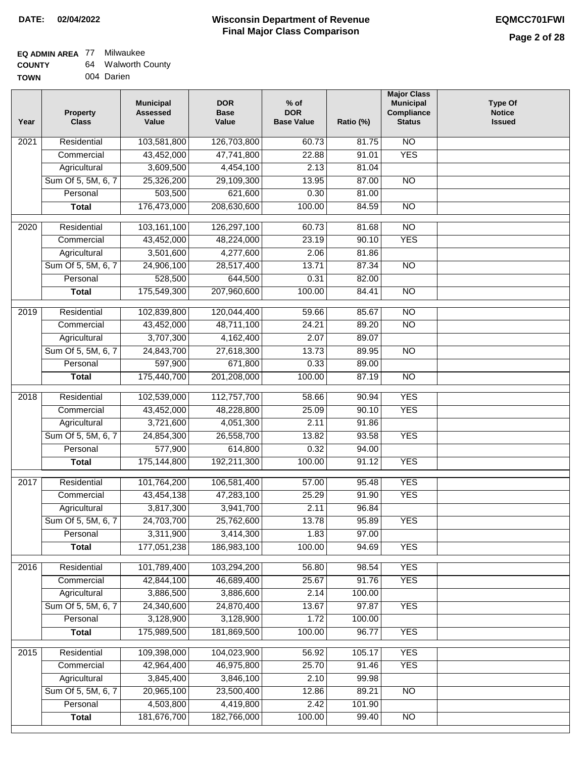**DATE: 02/04/2022**

# Wisconsin Department of Revenue
## Final Major Class Comparison

**EQMCC701FWI**

**EQ ADMIN AREA** 77 Milwaukee
**COUNTY** 64 Walworth County
**TOWN** 004 Darien

| Year | Property Class | Municipal Assessed Value | DOR Base Value | % of DOR Base Value | Ratio (%) | Major Class Municipal Compliance Status | Type Of Notice Issued |
|---|---|---|---|---|---|---|---|
| 2021 | Residential | 103,581,800 | 126,703,800 | 60.73 | 81.75 | NO | |
| | Commercial | 43,452,000 | 47,741,800 | 22.88 | 91.01 | YES | |
| | Agricultural | 3,609,500 | 4,454,100 | 2.13 | 81.04 | | |
| | Sum Of 5, 5M, 6, 7 | 25,326,200 | 29,109,300 | 13.95 | 87.00 | NO | |
| | Personal | 503,500 | 621,600 | 0.30 | 81.00 | | |
| | **Total** | 176,473,000 | 208,630,600 | 100.00 | 84.59 | NO | |
| 2020 | Residential | 103,161,100 | 126,297,100 | 60.73 | 81.68 | NO | |
| | Commercial | 43,452,000 | 48,224,000 | 23.19 | 90.10 | YES | |
| | Agricultural | 3,501,600 | 4,277,600 | 2.06 | 81.86 | | |
| | Sum Of 5, 5M, 6, 7 | 24,906,100 | 28,517,400 | 13.71 | 87.34 | NO | |
| | Personal | 528,500 | 644,500 | 0.31 | 82.00 | | |
| | **Total** | 175,549,300 | 207,960,600 | 100.00 | 84.41 | NO | |
| 2019 | Residential | 102,839,800 | 120,044,400 | 59.66 | 85.67 | NO | |
| | Commercial | 43,452,000 | 48,711,100 | 24.21 | 89.20 | NO | |
| | Agricultural | 3,707,300 | 4,162,400 | 2.07 | 89.07 | | |
| | Sum Of 5, 5M, 6, 7 | 24,843,700 | 27,618,300 | 13.73 | 89.95 | NO | |
| | Personal | 597,900 | 671,800 | 0.33 | 89.00 | | |
| | **Total** | 175,440,700 | 201,208,000 | 100.00 | 87.19 | NO | |
| 2018 | Residential | 102,539,000 | 112,757,700 | 58.66 | 90.94 | YES | |
| | Commercial | 43,452,000 | 48,228,800 | 25.09 | 90.10 | YES | |
| | Agricultural | 3,721,600 | 4,051,300 | 2.11 | 91.86 | | |
| | Sum Of 5, 5M, 6, 7 | 24,854,300 | 26,558,700 | 13.82 | 93.58 | YES | |
| | Personal | 577,900 | 614,800 | 0.32 | 94.00 | | |
| | **Total** | 175,144,800 | 192,211,300 | 100.00 | 91.12 | YES | |
| 2017 | Residential | 101,764,200 | 106,581,400 | 57.00 | 95.48 | YES | |
| | Commercial | 43,454,138 | 47,283,100 | 25.29 | 91.90 | YES | |
| | Agricultural | 3,817,300 | 3,941,700 | 2.11 | 96.84 | | |
| | Sum Of 5, 5M, 6, 7 | 24,703,700 | 25,762,600 | 13.78 | 95.89 | YES | |
| | Personal | 3,311,900 | 3,414,300 | 1.83 | 97.00 | | |
| | **Total** | 177,051,238 | 186,983,100 | 100.00 | 94.69 | YES | |
| 2016 | Residential | 101,789,400 | 103,294,200 | 56.80 | 98.54 | YES | |
| | Commercial | 42,844,100 | 46,689,400 | 25.67 | 91.76 | YES | |
| | Agricultural | 3,886,500 | 3,886,600 | 2.14 | 100.00 | | |
| | Sum Of 5, 5M, 6, 7 | 24,340,600 | 24,870,400 | 13.67 | 97.87 | YES | |
| | Personal | 3,128,900 | 3,128,900 | 1.72 | 100.00 | | |
| | **Total** | 175,989,500 | 181,869,500 | 100.00 | 96.77 | YES | |
| 2015 | Residential | 109,398,000 | 104,023,900 | 56.92 | 105.17 | YES | |
| | Commercial | 42,964,400 | 46,975,800 | 25.70 | 91.46 | YES | |
| | Agricultural | 3,845,400 | 3,846,100 | 2.10 | 99.98 | | |
| | Sum Of 5, 5M, 6, 7 | 20,965,100 | 23,500,400 | 12.86 | 89.21 | NO | |
| | Personal | 4,503,800 | 4,419,800 | 2.42 | 101.90 | | |
| | **Total** | 181,676,700 | 182,766,000 | 100.00 | 99.40 | NO | |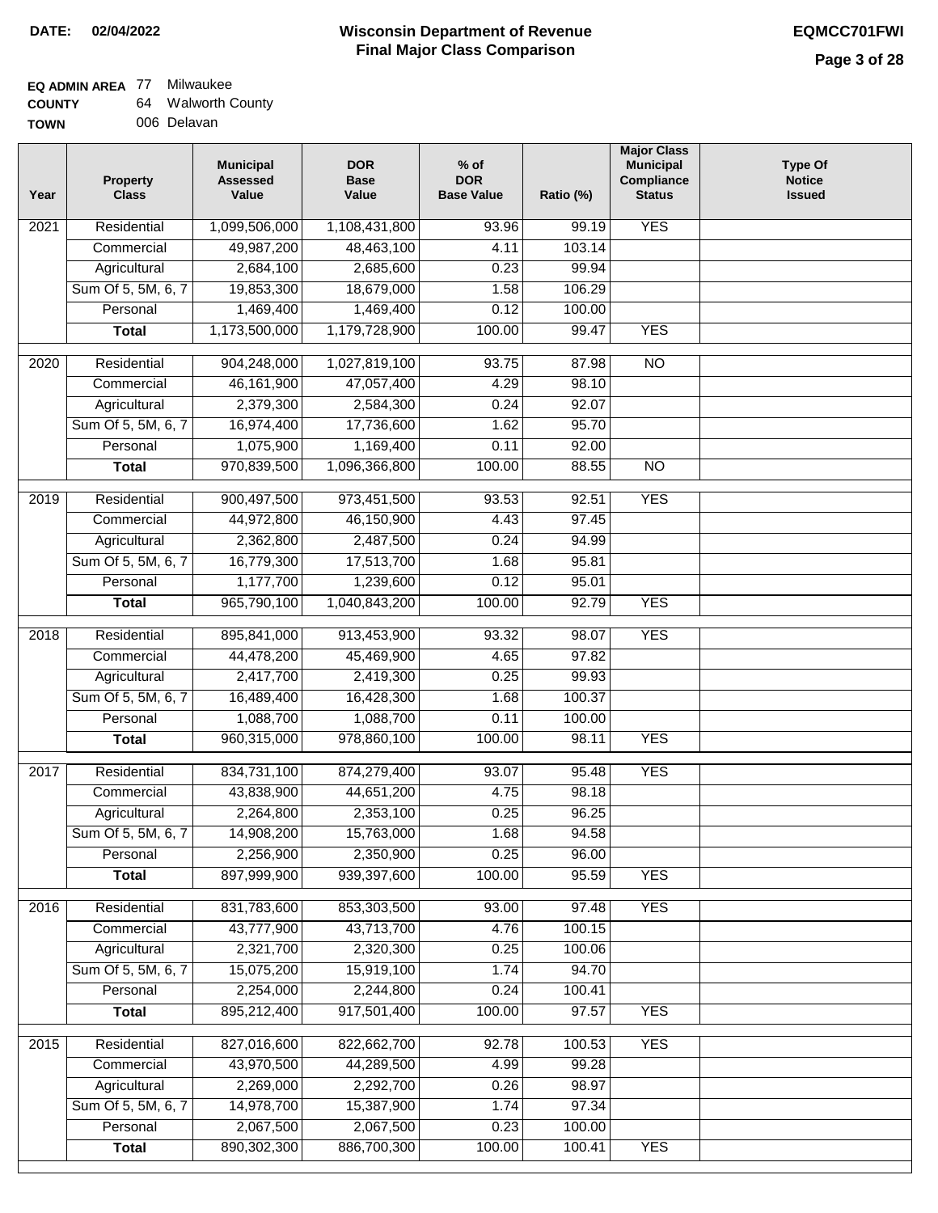**DATE: 02/04/2022**

# Wisconsin Department of Revenue
## Final Major Class Comparison

**EQMCC701FWI**

**EQ ADMIN AREA** 77 Milwaukee
**COUNTY** 64 Walworth County
**TOWN** 006 Delavan

| Year | Property Class | Municipal Assessed Value | DOR Base Value | % of DOR Base Value | Ratio (%) | Major Class Municipal Compliance Status | Type Of Notice Issued |
|---|---|---|---|---|---|---|---|
| 2021 | Residential | 1,099,506,000 | 1,108,431,800 | 93.96 | 99.19 | YES | |
| | Commercial | 49,987,200 | 48,463,100 | 4.11 | 103.14 | | |
| | Agricultural | 2,684,100 | 2,685,600 | 0.23 | 99.94 | | |
| | Sum Of 5, 5M, 6, 7 | 19,853,300 | 18,679,000 | 1.58 | 106.29 | | |
| | Personal | 1,469,400 | 1,469,400 | 0.12 | 100.00 | | |
| | **Total** | 1,173,500,000 | 1,179,728,900 | 100.00 | 99.47 | YES | |
| 2020 | Residential | 904,248,000 | 1,027,819,100 | 93.75 | 87.98 | NO | |
| | Commercial | 46,161,900 | 47,057,400 | 4.29 | 98.10 | | |
| | Agricultural | 2,379,300 | 2,584,300 | 0.24 | 92.07 | | |
| | Sum Of 5, 5M, 6, 7 | 16,974,400 | 17,736,600 | 1.62 | 95.70 | | |
| | Personal | 1,075,900 | 1,169,400 | 0.11 | 92.00 | | |
| | **Total** | 970,839,500 | 1,096,366,800 | 100.00 | 88.55 | NO | |
| 2019 | Residential | 900,497,500 | 973,451,500 | 93.53 | 92.51 | YES | |
| | Commercial | 44,972,800 | 46,150,900 | 4.43 | 97.45 | | |
| | Agricultural | 2,362,800 | 2,487,500 | 0.24 | 94.99 | | |
| | Sum Of 5, 5M, 6, 7 | 16,779,300 | 17,513,700 | 1.68 | 95.81 | | |
| | Personal | 1,177,700 | 1,239,600 | 0.12 | 95.01 | | |
| | **Total** | 965,790,100 | 1,040,843,200 | 100.00 | 92.79 | YES | |
| 2018 | Residential | 895,841,000 | 913,453,900 | 93.32 | 98.07 | YES | |
| | Commercial | 44,478,200 | 45,469,900 | 4.65 | 97.82 | | |
| | Agricultural | 2,417,700 | 2,419,300 | 0.25 | 99.93 | | |
| | Sum Of 5, 5M, 6, 7 | 16,489,400 | 16,428,300 | 1.68 | 100.37 | | |
| | Personal | 1,088,700 | 1,088,700 | 0.11 | 100.00 | | |
| | **Total** | 960,315,000 | 978,860,100 | 100.00 | 98.11 | YES | |
| 2017 | Residential | 834,731,100 | 874,279,400 | 93.07 | 95.48 | YES | |
| | Commercial | 43,838,900 | 44,651,200 | 4.75 | 98.18 | | |
| | Agricultural | 2,264,800 | 2,353,100 | 0.25 | 96.25 | | |
| | Sum Of 5, 5M, 6, 7 | 14,908,200 | 15,763,000 | 1.68 | 94.58 | | |
| | Personal | 2,256,900 | 2,350,900 | 0.25 | 96.00 | | |
| | **Total** | 897,999,900 | 939,397,600 | 100.00 | 95.59 | YES | |
| 2016 | Residential | 831,783,600 | 853,303,500 | 93.00 | 97.48 | YES | |
| | Commercial | 43,777,900 | 43,713,700 | 4.76 | 100.15 | | |
| | Agricultural | 2,321,700 | 2,320,300 | 0.25 | 100.06 | | |
| | Sum Of 5, 5M, 6, 7 | 15,075,200 | 15,919,100 | 1.74 | 94.70 | | |
| | Personal | 2,254,000 | 2,244,800 | 0.24 | 100.41 | | |
| | **Total** | 895,212,400 | 917,501,400 | 100.00 | 97.57 | YES | |
| 2015 | Residential | 827,016,600 | 822,662,700 | 92.78 | 100.53 | YES | |
| | Commercial | 43,970,500 | 44,289,500 | 4.99 | 99.28 | | |
| | Agricultural | 2,269,000 | 2,292,700 | 0.26 | 98.97 | | |
| | Sum Of 5, 5M, 6, 7 | 14,978,700 | 15,387,900 | 1.74 | 97.34 | | |
| | Personal | 2,067,500 | 2,067,500 | 0.23 | 100.00 | | |
| | **Total** | 890,302,300 | 886,700,300 | 100.00 | 100.41 | YES | |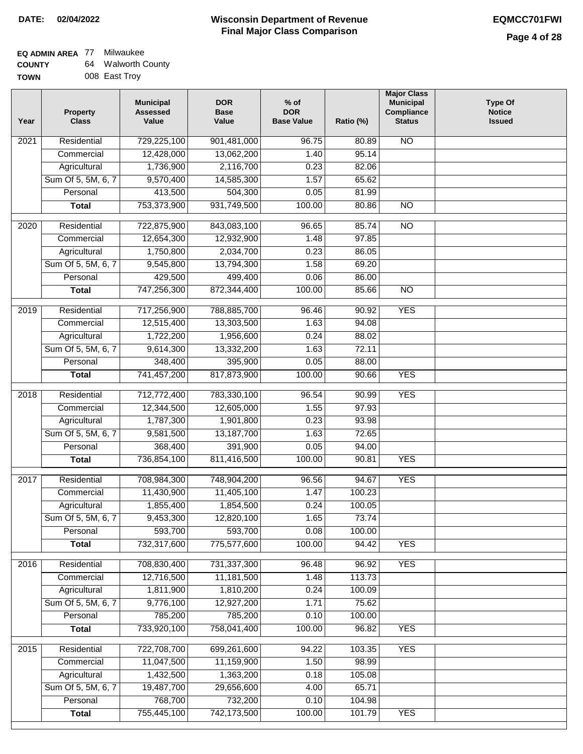**DATE: 02/04/2022**

# Wisconsin Department of Revenue
## Final Major Class Comparison

**EQMCC701FWI**

**EQ ADMIN AREA** 77 Milwaukee
**COUNTY** 64 Walworth County
**TOWN** 008 East Troy

| Year | Property Class | Municipal Assessed Value | DOR Base Value | % of DOR Base Value | Ratio (%) | Major Class Municipal Compliance Status | Type Of Notice Issued |
|---|---|---|---|---|---|---|---|
| 2021 | Residential | 729,225,100 | 901,481,000 | 96.75 | 80.89 | NO | |
| | Commercial | 12,428,000 | 13,062,200 | 1.40 | 95.14 | | |
| | Agricultural | 1,736,900 | 2,116,700 | 0.23 | 82.06 | | |
| | Sum Of 5, 5M, 6, 7 | 9,570,400 | 14,585,300 | 1.57 | 65.62 | | |
| | Personal | 413,500 | 504,300 | 0.05 | 81.99 | | |
| | **Total** | 753,373,900 | 931,749,500 | 100.00 | 80.86 | NO | |
| 2020 | Residential | 722,875,900 | 843,083,100 | 96.65 | 85.74 | NO | |
| | Commercial | 12,654,300 | 12,932,900 | 1.48 | 97.85 | | |
| | Agricultural | 1,750,800 | 2,034,700 | 0.23 | 86.05 | | |
| | Sum Of 5, 5M, 6, 7 | 9,545,800 | 13,794,300 | 1.58 | 69.20 | | |
| | Personal | 429,500 | 499,400 | 0.06 | 86.00 | | |
| | **Total** | 747,256,300 | 872,344,400 | 100.00 | 85.66 | NO | |
| 2019 | Residential | 717,256,900 | 788,885,700 | 96.46 | 90.92 | YES | |
| | Commercial | 12,515,400 | 13,303,500 | 1.63 | 94.08 | | |
| | Agricultural | 1,722,200 | 1,956,600 | 0.24 | 88.02 | | |
| | Sum Of 5, 5M, 6, 7 | 9,614,300 | 13,332,200 | 1.63 | 72.11 | | |
| | Personal | 348,400 | 395,900 | 0.05 | 88.00 | | |
| | **Total** | 741,457,200 | 817,873,900 | 100.00 | 90.66 | YES | |
| 2018 | Residential | 712,772,400 | 783,330,100 | 96.54 | 90.99 | YES | |
| | Commercial | 12,344,500 | 12,605,000 | 1.55 | 97.93 | | |
| | Agricultural | 1,787,300 | 1,901,800 | 0.23 | 93.98 | | |
| | Sum Of 5, 5M, 6, 7 | 9,581,500 | 13,187,700 | 1.63 | 72.65 | | |
| | Personal | 368,400 | 391,900 | 0.05 | 94.00 | | |
| | **Total** | 736,854,100 | 811,416,500 | 100.00 | 90.81 | YES | |
| 2017 | Residential | 708,984,300 | 748,904,200 | 96.56 | 94.67 | YES | |
| | Commercial | 11,430,900 | 11,405,100 | 1.47 | 100.23 | | |
| | Agricultural | 1,855,400 | 1,854,500 | 0.24 | 100.05 | | |
| | Sum Of 5, 5M, 6, 7 | 9,453,300 | 12,820,100 | 1.65 | 73.74 | | |
| | Personal | 593,700 | 593,700 | 0.08 | 100.00 | | |
| | **Total** | 732,317,600 | 775,577,600 | 100.00 | 94.42 | YES | |
| 2016 | Residential | 708,830,400 | 731,337,300 | 96.48 | 96.92 | YES | |
| | Commercial | 12,716,500 | 11,181,500 | 1.48 | 113.73 | | |
| | Agricultural | 1,811,900 | 1,810,200 | 0.24 | 100.09 | | |
| | Sum Of 5, 5M, 6, 7 | 9,776,100 | 12,927,200 | 1.71 | 75.62 | | |
| | Personal | 785,200 | 785,200 | 0.10 | 100.00 | | |
| | **Total** | 733,920,100 | 758,041,400 | 100.00 | 96.82 | YES | |
| 2015 | Residential | 722,708,700 | 699,261,600 | 94.22 | 103.35 | YES | |
| | Commercial | 11,047,500 | 11,159,900 | 1.50 | 98.99 | | |
| | Agricultural | 1,432,500 | 1,363,200 | 0.18 | 105.08 | | |
| | Sum Of 5, 5M, 6, 7 | 19,487,700 | 29,656,600 | 4.00 | 65.71 | | |
| | Personal | 768,700 | 732,200 | 0.10 | 104.98 | | |
| | **Total** | 755,445,100 | 742,173,500 | 100.00 | 101.79 | YES | |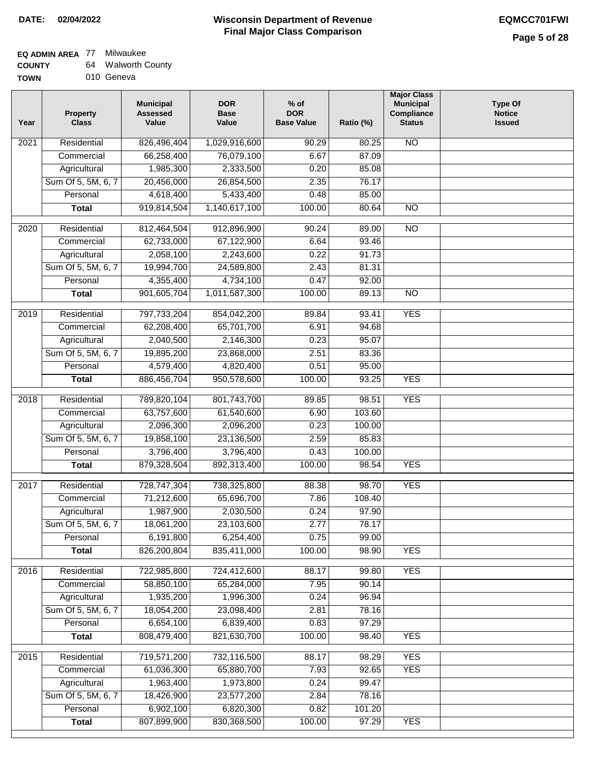**DATE:** 02/04/2022

# Wisconsin Department of Revenue
## Final Major Class Comparison

**EQMCC701FWI**

**EQ ADMIN AREA** 77 Milwaukee
**COUNTY** 64 Walworth County
**TOWN** 010 Geneva

| Year | Property Class | Municipal Assessed Value | DOR Base Value | % of DOR Base Value | Ratio (%) | Major Class Municipal Compliance Status | Type Of Notice Issued |
|---|---|---|---|---|---|---|---|
| 2021 | Residential | 826,496,404 | 1,029,916,600 | 90.29 | 80.25 | NO | |
| | Commercial | 66,258,400 | 76,079,100 | 6.67 | 87.09 | | |
| | Agricultural | 1,985,300 | 2,333,500 | 0.20 | 85.08 | | |
| | Sum Of 5, 5M, 6, 7 | 20,456,000 | 26,854,500 | 2.35 | 76.17 | | |
| | Personal | 4,618,400 | 5,433,400 | 0.48 | 85.00 | | |
| | **Total** | 919,814,504 | 1,140,617,100 | 100.00 | 80.64 | NO | |
| 2020 | Residential | 812,464,504 | 912,896,900 | 90.24 | 89.00 | NO | |
| | Commercial | 62,733,000 | 67,122,900 | 6.64 | 93.46 | | |
| | Agricultural | 2,058,100 | 2,243,600 | 0.22 | 91.73 | | |
| | Sum Of 5, 5M, 6, 7 | 19,994,700 | 24,589,800 | 2.43 | 81.31 | | |
| | Personal | 4,355,400 | 4,734,100 | 0.47 | 92.00 | | |
| | **Total** | 901,605,704 | 1,011,587,300 | 100.00 | 89.13 | NO | |
| 2019 | Residential | 797,733,204 | 854,042,200 | 89.84 | 93.41 | YES | |
| | Commercial | 62,208,400 | 65,701,700 | 6.91 | 94.68 | | |
| | Agricultural | 2,040,500 | 2,146,300 | 0.23 | 95.07 | | |
| | Sum Of 5, 5M, 6, 7 | 19,895,200 | 23,868,000 | 2.51 | 83.36 | | |
| | Personal | 4,579,400 | 4,820,400 | 0.51 | 95.00 | | |
| | **Total** | 886,456,704 | 950,578,600 | 100.00 | 93.25 | YES | |
| 2018 | Residential | 789,820,104 | 801,743,700 | 89.85 | 98.51 | YES | |
| | Commercial | 63,757,600 | 61,540,600 | 6.90 | 103.60 | | |
| | Agricultural | 2,096,300 | 2,096,200 | 0.23 | 100.00 | | |
| | Sum Of 5, 5M, 6, 7 | 19,858,100 | 23,136,500 | 2.59 | 85.83 | | |
| | Personal | 3,796,400 | 3,796,400 | 0.43 | 100.00 | | |
| | **Total** | 879,328,504 | 892,313,400 | 100.00 | 98.54 | YES | |
| 2017 | Residential | 728,747,304 | 738,325,800 | 88.38 | 98.70 | YES | |
| | Commercial | 71,212,600 | 65,696,700 | 7.86 | 108.40 | | |
| | Agricultural | 1,987,900 | 2,030,500 | 0.24 | 97.90 | | |
| | Sum Of 5, 5M, 6, 7 | 18,061,200 | 23,103,600 | 2.77 | 78.17 | | |
| | Personal | 6,191,800 | 6,254,400 | 0.75 | 99.00 | | |
| | **Total** | 826,200,804 | 835,411,000 | 100.00 | 98.90 | YES | |
| 2016 | Residential | 722,985,800 | 724,412,600 | 88.17 | 99.80 | YES | |
| | Commercial | 58,850,100 | 65,284,000 | 7.95 | 90.14 | | |
| | Agricultural | 1,935,200 | 1,996,300 | 0.24 | 96.94 | | |
| | Sum Of 5, 5M, 6, 7 | 18,054,200 | 23,098,400 | 2.81 | 78.16 | | |
| | Personal | 6,654,100 | 6,839,400 | 0.83 | 97.29 | | |
| | **Total** | 808,479,400 | 821,630,700 | 100.00 | 98.40 | YES | |
| 2015 | Residential | 719,571,200 | 732,116,500 | 88.17 | 98.29 | YES | |
| | Commercial | 61,036,300 | 65,880,700 | 7.93 | 92.65 | YES | |
| | Agricultural | 1,963,400 | 1,973,800 | 0.24 | 99.47 | | |
| | Sum Of 5, 5M, 6, 7 | 18,426,900 | 23,577,200 | 2.84 | 78.16 | | |
| | Personal | 6,902,100 | 6,820,300 | 0.82 | 101.20 | | |
| | **Total** | 807,899,900 | 830,368,500 | 100.00 | 97.29 | YES | |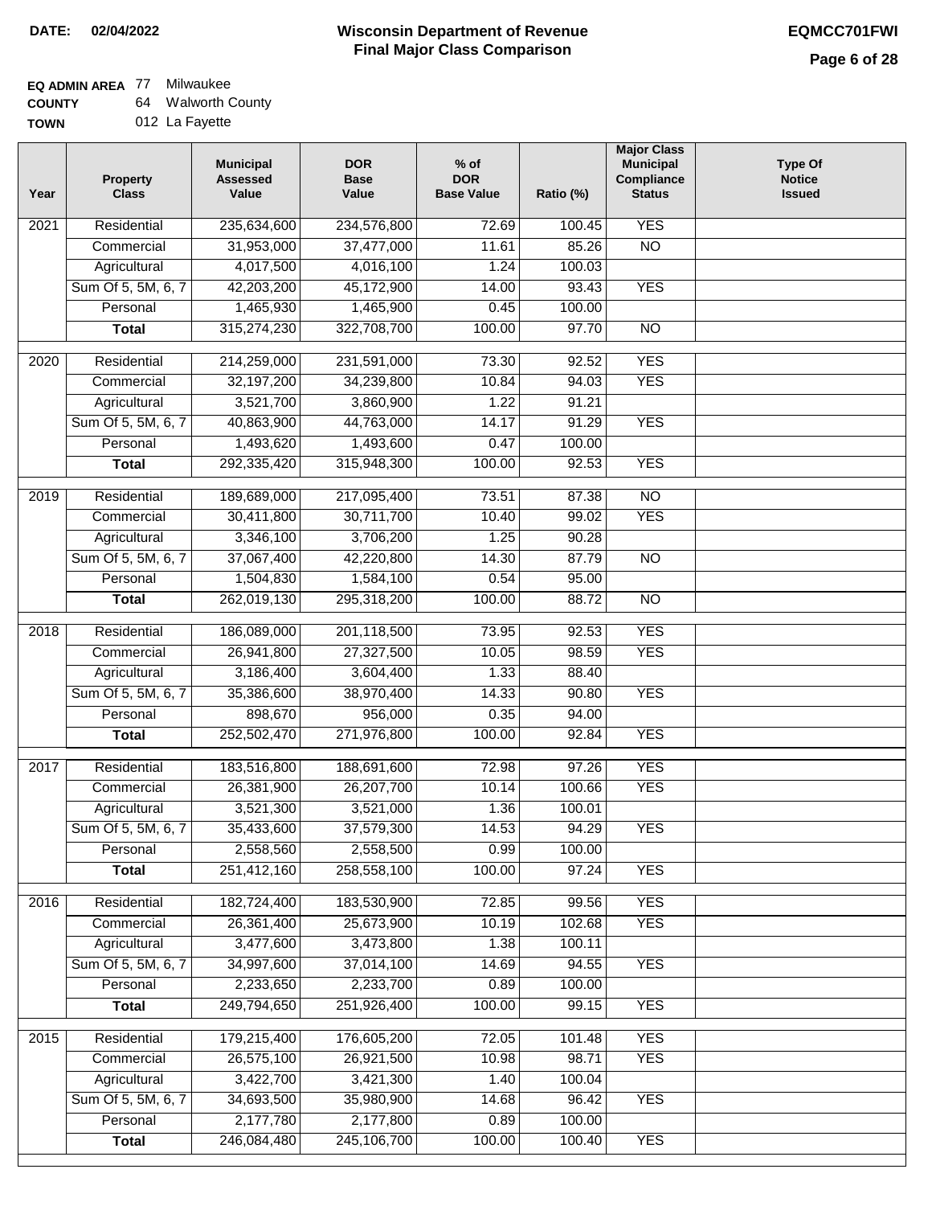**DATE: 02/04/2022**

# Wisconsin Department of Revenue
## Final Major Class Comparison

**EQMCC701FWI**

**EQ ADMIN AREA** 77 Milwaukee
**COUNTY** 64 Walworth County
**TOWN** 012 La Fayette

| Year | Property Class | Municipal Assessed Value | DOR Base Value | % of DOR Base Value | Ratio (%) | Major Class Municipal Compliance Status | Type Of Notice Issued |
|---|---|---|---|---|---|---|---|
| 2021 | Residential | 235,634,600 | 234,576,800 | 72.69 | 100.45 | YES | |
| | Commercial | 31,953,000 | 37,477,000 | 11.61 | 85.26 | NO | |
| | Agricultural | 4,017,500 | 4,016,100 | 1.24 | 100.03 | | |
| | Sum Of 5, 5M, 6, 7 | 42,203,200 | 45,172,900 | 14.00 | 93.43 | YES | |
| | Personal | 1,465,930 | 1,465,900 | 0.45 | 100.00 | | |
| | **Total** | 315,274,230 | 322,708,700 | 100.00 | 97.70 | NO | |
| 2020 | Residential | 214,259,000 | 231,591,000 | 73.30 | 92.52 | YES | |
| | Commercial | 32,197,200 | 34,239,800 | 10.84 | 94.03 | YES | |
| | Agricultural | 3,521,700 | 3,860,900 | 1.22 | 91.21 | | |
| | Sum Of 5, 5M, 6, 7 | 40,863,900 | 44,763,000 | 14.17 | 91.29 | YES | |
| | Personal | 1,493,620 | 1,493,600 | 0.47 | 100.00 | | |
| | **Total** | 292,335,420 | 315,948,300 | 100.00 | 92.53 | YES | |
| 2019 | Residential | 189,689,000 | 217,095,400 | 73.51 | 87.38 | NO | |
| | Commercial | 30,411,800 | 30,711,700 | 10.40 | 99.02 | YES | |
| | Agricultural | 3,346,100 | 3,706,200 | 1.25 | 90.28 | | |
| | Sum Of 5, 5M, 6, 7 | 37,067,400 | 42,220,800 | 14.30 | 87.79 | NO | |
| | Personal | 1,504,830 | 1,584,100 | 0.54 | 95.00 | | |
| | **Total** | 262,019,130 | 295,318,200 | 100.00 | 88.72 | NO | |
| 2018 | Residential | 186,089,000 | 201,118,500 | 73.95 | 92.53 | YES | |
| | Commercial | 26,941,800 | 27,327,500 | 10.05 | 98.59 | YES | |
| | Agricultural | 3,186,400 | 3,604,400 | 1.33 | 88.40 | | |
| | Sum Of 5, 5M, 6, 7 | 35,386,600 | 38,970,400 | 14.33 | 90.80 | YES | |
| | Personal | 898,670 | 956,000 | 0.35 | 94.00 | | |
| | **Total** | 252,502,470 | 271,976,800 | 100.00 | 92.84 | YES | |
| 2017 | Residential | 183,516,800 | 188,691,600 | 72.98 | 97.26 | YES | |
| | Commercial | 26,381,900 | 26,207,700 | 10.14 | 100.66 | YES | |
| | Agricultural | 3,521,300 | 3,521,000 | 1.36 | 100.01 | | |
| | Sum Of 5, 5M, 6, 7 | 35,433,600 | 37,579,300 | 14.53 | 94.29 | YES | |
| | Personal | 2,558,560 | 2,558,500 | 0.99 | 100.00 | | |
| | **Total** | 251,412,160 | 258,558,100 | 100.00 | 97.24 | YES | |
| 2016 | Residential | 182,724,400 | 183,530,900 | 72.85 | 99.56 | YES | |
| | Commercial | 26,361,400 | 25,673,900 | 10.19 | 102.68 | YES | |
| | Agricultural | 3,477,600 | 3,473,800 | 1.38 | 100.11 | | |
| | Sum Of 5, 5M, 6, 7 | 34,997,600 | 37,014,100 | 14.69 | 94.55 | YES | |
| | Personal | 2,233,650 | 2,233,700 | 0.89 | 100.00 | | |
| | **Total** | 249,794,650 | 251,926,400 | 100.00 | 99.15 | YES | |
| 2015 | Residential | 179,215,400 | 176,605,200 | 72.05 | 101.48 | YES | |
| | Commercial | 26,575,100 | 26,921,500 | 10.98 | 98.71 | YES | |
| | Agricultural | 3,422,700 | 3,421,300 | 1.40 | 100.04 | | |
| | Sum Of 5, 5M, 6, 7 | 34,693,500 | 35,980,900 | 14.68 | 96.42 | YES | |
| | Personal | 2,177,780 | 2,177,800 | 0.89 | 100.00 | | |
| | **Total** | 246,084,480 | 245,106,700 | 100.00 | 100.40 | YES | |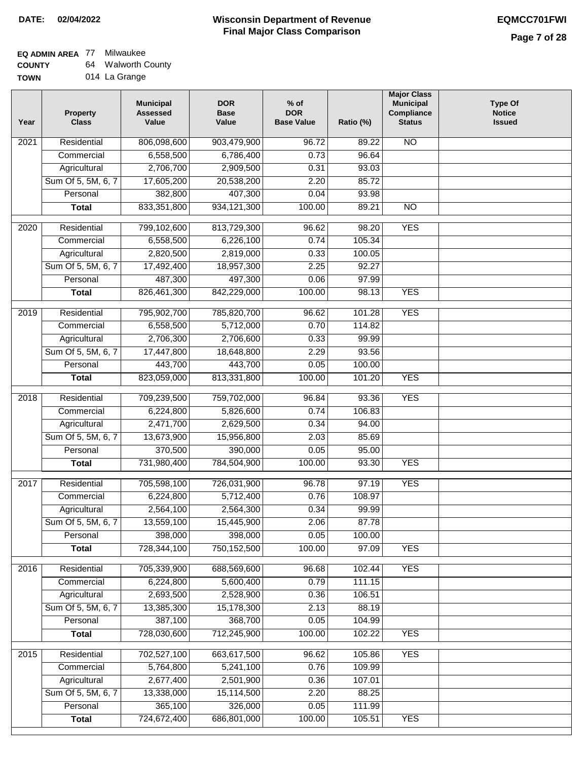**DATE:** 02/04/2022

# Wisconsin Department of Revenue
## Final Major Class Comparison

**EQMCC701FWI**

**EQ ADMIN AREA** 77 Milwaukee
**COUNTY** 64 Walworth County
**TOWN** 014 La Grange

| Year | Property Class | Municipal Assessed Value | DOR Base Value | % of DOR Base Value | Ratio (%) | Major Class Municipal Compliance Status | Type Of Notice Issued |
|---|---|---|---|---|---|---|---|
| 2021 | Residential | 806,098,600 | 903,479,900 | 96.72 | 89.22 | NO | |
| | Commercial | 6,558,500 | 6,786,400 | 0.73 | 96.64 | | |
| | Agricultural | 2,706,700 | 2,909,500 | 0.31 | 93.03 | | |
| | Sum Of 5, 5M, 6, 7 | 17,605,200 | 20,538,200 | 2.20 | 85.72 | | |
| | Personal | 382,800 | 407,300 | 0.04 | 93.98 | | |
| | **Total** | 833,351,800 | 934,121,300 | 100.00 | 89.21 | NO | |
| 2020 | Residential | 799,102,600 | 813,729,300 | 96.62 | 98.20 | YES | |
| | Commercial | 6,558,500 | 6,226,100 | 0.74 | 105.34 | | |
| | Agricultural | 2,820,500 | 2,819,000 | 0.33 | 100.05 | | |
| | Sum Of 5, 5M, 6, 7 | 17,492,400 | 18,957,300 | 2.25 | 92.27 | | |
| | Personal | 487,300 | 497,300 | 0.06 | 97.99 | | |
| | **Total** | 826,461,300 | 842,229,000 | 100.00 | 98.13 | YES | |
| 2019 | Residential | 795,902,700 | 785,820,700 | 96.62 | 101.28 | YES | |
| | Commercial | 6,558,500 | 5,712,000 | 0.70 | 114.82 | | |
| | Agricultural | 2,706,300 | 2,706,600 | 0.33 | 99.99 | | |
| | Sum Of 5, 5M, 6, 7 | 17,447,800 | 18,648,800 | 2.29 | 93.56 | | |
| | Personal | 443,700 | 443,700 | 0.05 | 100.00 | | |
| | **Total** | 823,059,000 | 813,331,800 | 100.00 | 101.20 | YES | |
| 2018 | Residential | 709,239,500 | 759,702,000 | 96.84 | 93.36 | YES | |
| | Commercial | 6,224,800 | 5,826,600 | 0.74 | 106.83 | | |
| | Agricultural | 2,471,700 | 2,629,500 | 0.34 | 94.00 | | |
| | Sum Of 5, 5M, 6, 7 | 13,673,900 | 15,956,800 | 2.03 | 85.69 | | |
| | Personal | 370,500 | 390,000 | 0.05 | 95.00 | | |
| | **Total** | 731,980,400 | 784,504,900 | 100.00 | 93.30 | YES | |
| 2017 | Residential | 705,598,100 | 726,031,900 | 96.78 | 97.19 | YES | |
| | Commercial | 6,224,800 | 5,712,400 | 0.76 | 108.97 | | |
| | Agricultural | 2,564,100 | 2,564,300 | 0.34 | 99.99 | | |
| | Sum Of 5, 5M, 6, 7 | 13,559,100 | 15,445,900 | 2.06 | 87.78 | | |
| | Personal | 398,000 | 398,000 | 0.05 | 100.00 | | |
| | **Total** | 728,344,100 | 750,152,500 | 100.00 | 97.09 | YES | |
| 2016 | Residential | 705,339,900 | 688,569,600 | 96.68 | 102.44 | YES | |
| | Commercial | 6,224,800 | 5,600,400 | 0.79 | 111.15 | | |
| | Agricultural | 2,693,500 | 2,528,900 | 0.36 | 106.51 | | |
| | Sum Of 5, 5M, 6, 7 | 13,385,300 | 15,178,300 | 2.13 | 88.19 | | |
| | Personal | 387,100 | 368,700 | 0.05 | 104.99 | | |
| | **Total** | 728,030,600 | 712,245,900 | 100.00 | 102.22 | YES | |
| 2015 | Residential | 702,527,100 | 663,617,500 | 96.62 | 105.86 | YES | |
| | Commercial | 5,764,800 | 5,241,100 | 0.76 | 109.99 | | |
| | Agricultural | 2,677,400 | 2,501,900 | 0.36 | 107.01 | | |
| | Sum Of 5, 5M, 6, 7 | 13,338,000 | 15,114,500 | 2.20 | 88.25 | | |
| | Personal | 365,100 | 326,000 | 0.05 | 111.99 | | |
| | **Total** | 724,672,400 | 686,801,000 | 100.00 | 105.51 | YES | |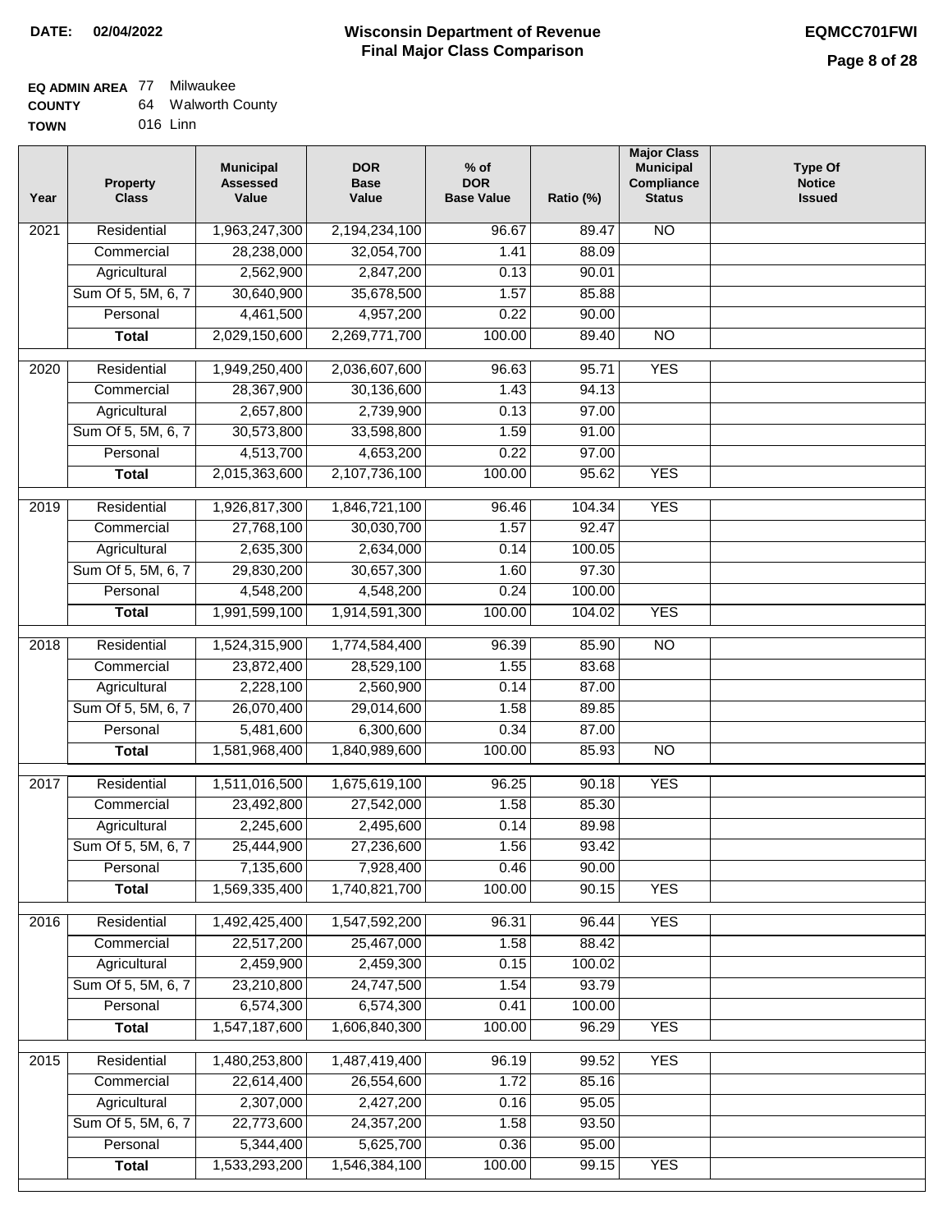**DATE: 02/04/2022**

# Wisconsin Department of Revenue
## Final Major Class Comparison

**EQMCC701FWI**

**EQ ADMIN AREA** 77 Milwaukee
**COUNTY** 64 Walworth County
**TOWN** 016 Linn

| Year | Property Class | Municipal Assessed Value | DOR Base Value | % of DOR Base Value | Ratio (%) | Major Class Municipal Compliance Status | Type Of Notice Issued |
|---|---|---|---|---|---|---|---|
| 2021 | Residential | 1,963,247,300 | 2,194,234,100 | 96.67 | 89.47 | NO | |
| | Commercial | 28,238,000 | 32,054,700 | 1.41 | 88.09 | | |
| | Agricultural | 2,562,900 | 2,847,200 | 0.13 | 90.01 | | |
| | Sum Of 5, 5M, 6, 7 | 30,640,900 | 35,678,500 | 1.57 | 85.88 | | |
| | Personal | 4,461,500 | 4,957,200 | 0.22 | 90.00 | | |
| | **Total** | 2,029,150,600 | 2,269,771,700 | 100.00 | 89.40 | NO | |
| 2020 | Residential | 1,949,250,400 | 2,036,607,600 | 96.63 | 95.71 | YES | |
| | Commercial | 28,367,900 | 30,136,600 | 1.43 | 94.13 | | |
| | Agricultural | 2,657,800 | 2,739,900 | 0.13 | 97.00 | | |
| | Sum Of 5, 5M, 6, 7 | 30,573,800 | 33,598,800 | 1.59 | 91.00 | | |
| | Personal | 4,513,700 | 4,653,200 | 0.22 | 97.00 | | |
| | **Total** | 2,015,363,600 | 2,107,736,100 | 100.00 | 95.62 | YES | |
| 2019 | Residential | 1,926,817,300 | 1,846,721,100 | 96.46 | 104.34 | YES | |
| | Commercial | 27,768,100 | 30,030,700 | 1.57 | 92.47 | | |
| | Agricultural | 2,635,300 | 2,634,000 | 0.14 | 100.05 | | |
| | Sum Of 5, 5M, 6, 7 | 29,830,200 | 30,657,300 | 1.60 | 97.30 | | |
| | Personal | 4,548,200 | 4,548,200 | 0.24 | 100.00 | | |
| | **Total** | 1,991,599,100 | 1,914,591,300 | 100.00 | 104.02 | YES | |
| 2018 | Residential | 1,524,315,900 | 1,774,584,400 | 96.39 | 85.90 | NO | |
| | Commercial | 23,872,400 | 28,529,100 | 1.55 | 83.68 | | |
| | Agricultural | 2,228,100 | 2,560,900 | 0.14 | 87.00 | | |
| | Sum Of 5, 5M, 6, 7 | 26,070,400 | 29,014,600 | 1.58 | 89.85 | | |
| | Personal | 5,481,600 | 6,300,600 | 0.34 | 87.00 | | |
| | **Total** | 1,581,968,400 | 1,840,989,600 | 100.00 | 85.93 | NO | |
| 2017 | Residential | 1,511,016,500 | 1,675,619,100 | 96.25 | 90.18 | YES | |
| | Commercial | 23,492,800 | 27,542,000 | 1.58 | 85.30 | | |
| | Agricultural | 2,245,600 | 2,495,600 | 0.14 | 89.98 | | |
| | Sum Of 5, 5M, 6, 7 | 25,444,900 | 27,236,600 | 1.56 | 93.42 | | |
| | Personal | 7,135,600 | 7,928,400 | 0.46 | 90.00 | | |
| | **Total** | 1,569,335,400 | 1,740,821,700 | 100.00 | 90.15 | YES | |
| 2016 | Residential | 1,492,425,400 | 1,547,592,200 | 96.31 | 96.44 | YES | |
| | Commercial | 22,517,200 | 25,467,000 | 1.58 | 88.42 | | |
| | Agricultural | 2,459,900 | 2,459,300 | 0.15 | 100.02 | | |
| | Sum Of 5, 5M, 6, 7 | 23,210,800 | 24,747,500 | 1.54 | 93.79 | | |
| | Personal | 6,574,300 | 6,574,300 | 0.41 | 100.00 | | |
| | **Total** | 1,547,187,600 | 1,606,840,300 | 100.00 | 96.29 | YES | |
| 2015 | Residential | 1,480,253,800 | 1,487,419,400 | 96.19 | 99.52 | YES | |
| | Commercial | 22,614,400 | 26,554,600 | 1.72 | 85.16 | | |
| | Agricultural | 2,307,000 | 2,427,200 | 0.16 | 95.05 | | |
| | Sum Of 5, 5M, 6, 7 | 22,773,600 | 24,357,200 | 1.58 | 93.50 | | |
| | Personal | 5,344,400 | 5,625,700 | 0.36 | 95.00 | | |
| | **Total** | 1,533,293,200 | 1,546,384,100 | 100.00 | 99.15 | YES | |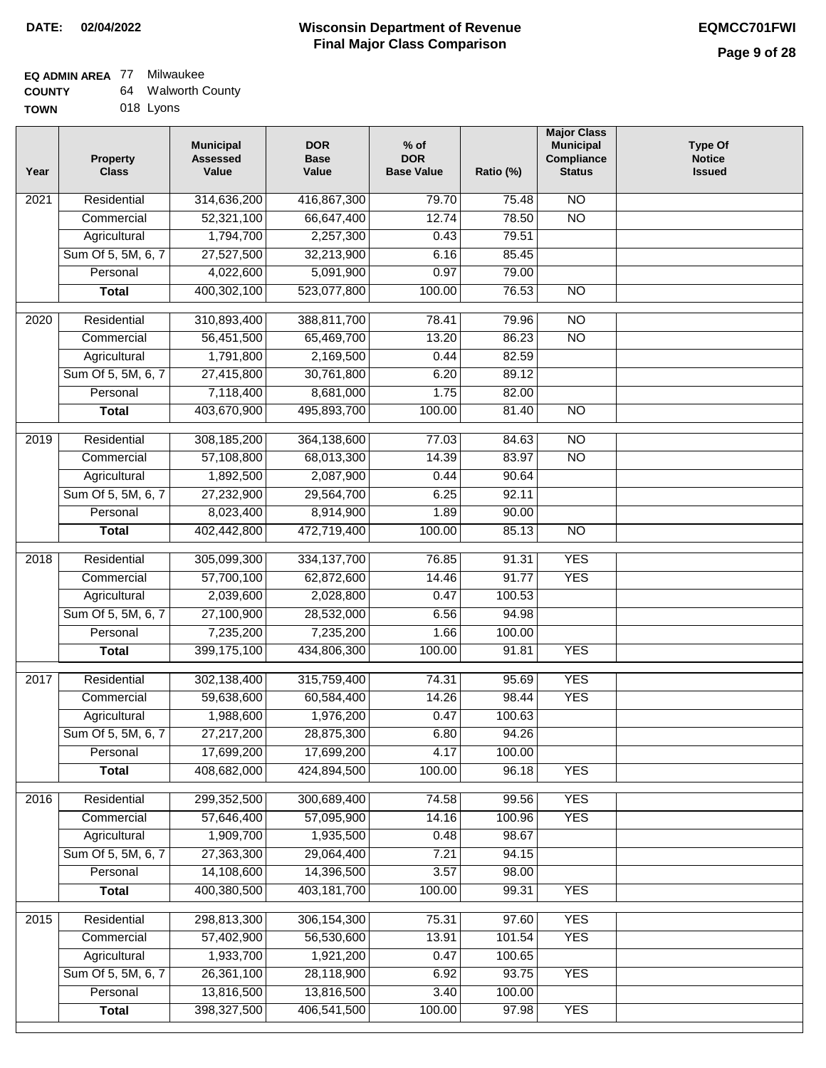**DATE:** 02/04/2022

# Wisconsin Department of Revenue
## Final Major Class Comparison

**EQMCC701FWI**

**EQ ADMIN AREA** 77 Milwaukee
**COUNTY** 64 Walworth County
**TOWN** 018 Lyons

| Year | Property Class | Municipal Assessed Value | DOR Base Value | % of DOR Base Value | Ratio (%) | Major Class Municipal Compliance Status | Type Of Notice Issued |
|---|---|---|---|---|---|---|---|
| 2021 | Residential | 314,636,200 | 416,867,300 | 79.70 | 75.48 | NO | |
| | Commercial | 52,321,100 | 66,647,400 | 12.74 | 78.50 | NO | |
| | Agricultural | 1,794,700 | 2,257,300 | 0.43 | 79.51 | | |
| | Sum Of 5, 5M, 6, 7 | 27,527,500 | 32,213,900 | 6.16 | 85.45 | | |
| | Personal | 4,022,600 | 5,091,900 | 0.97 | 79.00 | | |
| | **Total** | 400,302,100 | 523,077,800 | 100.00 | 76.53 | NO | |
| 2020 | Residential | 310,893,400 | 388,811,700 | 78.41 | 79.96 | NO | |
| | Commercial | 56,451,500 | 65,469,700 | 13.20 | 86.23 | NO | |
| | Agricultural | 1,791,800 | 2,169,500 | 0.44 | 82.59 | | |
| | Sum Of 5, 5M, 6, 7 | 27,415,800 | 30,761,800 | 6.20 | 89.12 | | |
| | Personal | 7,118,400 | 8,681,000 | 1.75 | 82.00 | | |
| | **Total** | 403,670,900 | 495,893,700 | 100.00 | 81.40 | NO | |
| 2019 | Residential | 308,185,200 | 364,138,600 | 77.03 | 84.63 | NO | |
| | Commercial | 57,108,800 | 68,013,300 | 14.39 | 83.97 | NO | |
| | Agricultural | 1,892,500 | 2,087,900 | 0.44 | 90.64 | | |
| | Sum Of 5, 5M, 6, 7 | 27,232,900 | 29,564,700 | 6.25 | 92.11 | | |
| | Personal | 8,023,400 | 8,914,900 | 1.89 | 90.00 | | |
| | **Total** | 402,442,800 | 472,719,400 | 100.00 | 85.13 | NO | |
| 2018 | Residential | 305,099,300 | 334,137,700 | 76.85 | 91.31 | YES | |
| | Commercial | 57,700,100 | 62,872,600 | 14.46 | 91.77 | YES | |
| | Agricultural | 2,039,600 | 2,028,800 | 0.47 | 100.53 | | |
| | Sum Of 5, 5M, 6, 7 | 27,100,900 | 28,532,000 | 6.56 | 94.98 | | |
| | Personal | 7,235,200 | 7,235,200 | 1.66 | 100.00 | | |
| | **Total** | 399,175,100 | 434,806,300 | 100.00 | 91.81 | YES | |
| 2017 | Residential | 302,138,400 | 315,759,400 | 74.31 | 95.69 | YES | |
| | Commercial | 59,638,600 | 60,584,400 | 14.26 | 98.44 | YES | |
| | Agricultural | 1,988,600 | 1,976,200 | 0.47 | 100.63 | | |
| | Sum Of 5, 5M, 6, 7 | 27,217,200 | 28,875,300 | 6.80 | 94.26 | | |
| | Personal | 17,699,200 | 17,699,200 | 4.17 | 100.00 | | |
| | **Total** | 408,682,000 | 424,894,500 | 100.00 | 96.18 | YES | |
| 2016 | Residential | 299,352,500 | 300,689,400 | 74.58 | 99.56 | YES | |
| | Commercial | 57,646,400 | 57,095,900 | 14.16 | 100.96 | YES | |
| | Agricultural | 1,909,700 | 1,935,500 | 0.48 | 98.67 | | |
| | Sum Of 5, 5M, 6, 7 | 27,363,300 | 29,064,400 | 7.21 | 94.15 | | |
| | Personal | 14,108,600 | 14,396,500 | 3.57 | 98.00 | | |
| | **Total** | 400,380,500 | 403,181,700 | 100.00 | 99.31 | YES | |
| 2015 | Residential | 298,813,300 | 306,154,300 | 75.31 | 97.60 | YES | |
| | Commercial | 57,402,900 | 56,530,600 | 13.91 | 101.54 | YES | |
| | Agricultural | 1,933,700 | 1,921,200 | 0.47 | 100.65 | | |
| | Sum Of 5, 5M, 6, 7 | 26,361,100 | 28,118,900 | 6.92 | 93.75 | YES | |
| | Personal | 13,816,500 | 13,816,500 | 3.40 | 100.00 | | |
| | **Total** | 398,327,500 | 406,541,500 | 100.00 | 97.98 | YES | |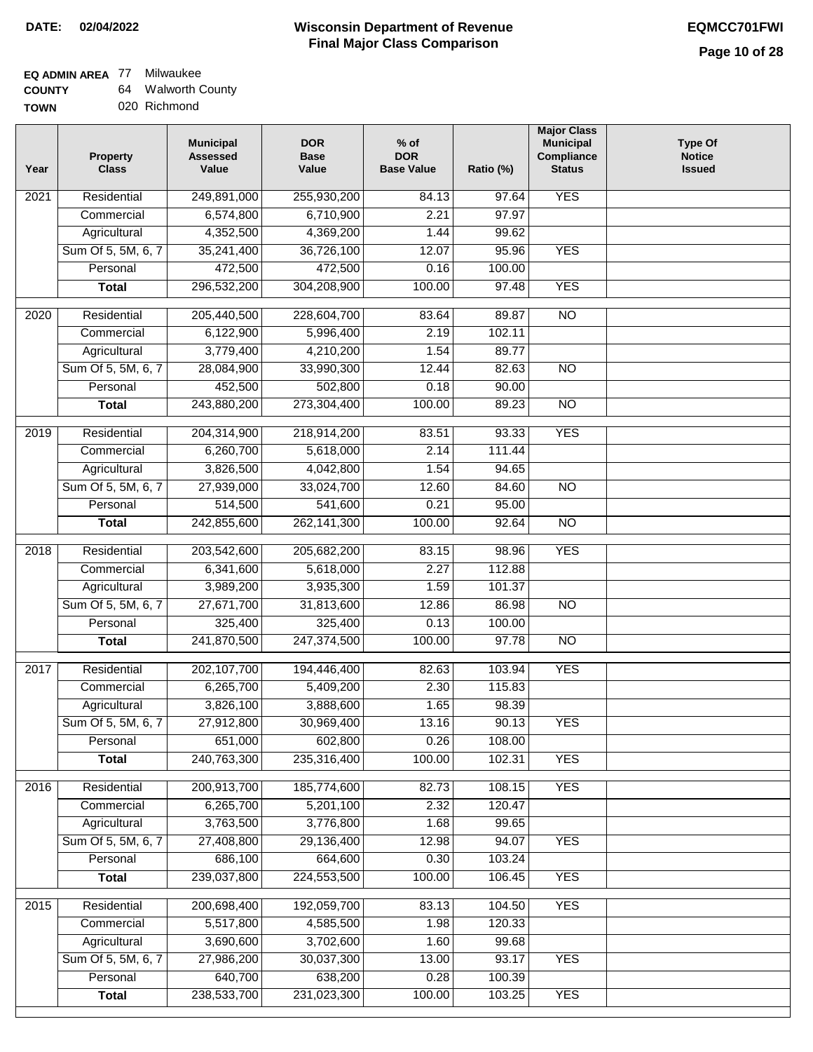**DATE:** 02/04/2022

# Wisconsin Department of Revenue
## Final Major Class Comparison

**EQMCC701FWI**

**EQ ADMIN AREA** 77 Milwaukee
**COUNTY** 64 Walworth County
**TOWN** 020 Richmond

| Year | Property Class | Municipal Assessed Value | DOR Base Value | % of DOR Base Value | Ratio (%) | Major Class Municipal Compliance Status | Type Of Notice Issued |
|---|---|---|---|---|---|---|---|
| 2021 | Residential | 249,891,000 | 255,930,200 | 84.13 | 97.64 | YES | |
| | Commercial | 6,574,800 | 6,710,900 | 2.21 | 97.97 | | |
| | Agricultural | 4,352,500 | 4,369,200 | 1.44 | 99.62 | | |
| | Sum Of 5, 5M, 6, 7 | 35,241,400 | 36,726,100 | 12.07 | 95.96 | YES | |
| | Personal | 472,500 | 472,500 | 0.16 | 100.00 | | |
| | **Total** | 296,532,200 | 304,208,900 | 100.00 | 97.48 | YES | |
| 2020 | Residential | 205,440,500 | 228,604,700 | 83.64 | 89.87 | NO | |
| | Commercial | 6,122,900 | 5,996,400 | 2.19 | 102.11 | | |
| | Agricultural | 3,779,400 | 4,210,200 | 1.54 | 89.77 | | |
| | Sum Of 5, 5M, 6, 7 | 28,084,900 | 33,990,300 | 12.44 | 82.63 | NO | |
| | Personal | 452,500 | 502,800 | 0.18 | 90.00 | | |
| | **Total** | 243,880,200 | 273,304,400 | 100.00 | 89.23 | NO | |
| 2019 | Residential | 204,314,900 | 218,914,200 | 83.51 | 93.33 | YES | |
| | Commercial | 6,260,700 | 5,618,000 | 2.14 | 111.44 | | |
| | Agricultural | 3,826,500 | 4,042,800 | 1.54 | 94.65 | | |
| | Sum Of 5, 5M, 6, 7 | 27,939,000 | 33,024,700 | 12.60 | 84.60 | NO | |
| | Personal | 514,500 | 541,600 | 0.21 | 95.00 | | |
| | **Total** | 242,855,600 | 262,141,300 | 100.00 | 92.64 | NO | |
| 2018 | Residential | 203,542,600 | 205,682,200 | 83.15 | 98.96 | YES | |
| | Commercial | 6,341,600 | 5,618,000 | 2.27 | 112.88 | | |
| | Agricultural | 3,989,200 | 3,935,300 | 1.59 | 101.37 | | |
| | Sum Of 5, 5M, 6, 7 | 27,671,700 | 31,813,600 | 12.86 | 86.98 | NO | |
| | Personal | 325,400 | 325,400 | 0.13 | 100.00 | | |
| | **Total** | 241,870,500 | 247,374,500 | 100.00 | 97.78 | NO | |
| 2017 | Residential | 202,107,700 | 194,446,400 | 82.63 | 103.94 | YES | |
| | Commercial | 6,265,700 | 5,409,200 | 2.30 | 115.83 | | |
| | Agricultural | 3,826,100 | 3,888,600 | 1.65 | 98.39 | | |
| | Sum Of 5, 5M, 6, 7 | 27,912,800 | 30,969,400 | 13.16 | 90.13 | YES | |
| | Personal | 651,000 | 602,800 | 0.26 | 108.00 | | |
| | **Total** | 240,763,300 | 235,316,400 | 100.00 | 102.31 | YES | |
| 2016 | Residential | 200,913,700 | 185,774,600 | 82.73 | 108.15 | YES | |
| | Commercial | 6,265,700 | 5,201,100 | 2.32 | 120.47 | | |
| | Agricultural | 3,763,500 | 3,776,800 | 1.68 | 99.65 | | |
| | Sum Of 5, 5M, 6, 7 | 27,408,800 | 29,136,400 | 12.98 | 94.07 | YES | |
| | Personal | 686,100 | 664,600 | 0.30 | 103.24 | | |
| | **Total** | 239,037,800 | 224,553,500 | 100.00 | 106.45 | YES | |
| 2015 | Residential | 200,698,400 | 192,059,700 | 83.13 | 104.50 | YES | |
| | Commercial | 5,517,800 | 4,585,500 | 1.98 | 120.33 | | |
| | Agricultural | 3,690,600 | 3,702,600 | 1.60 | 99.68 | | |
| | Sum Of 5, 5M, 6, 7 | 27,986,200 | 30,037,300 | 13.00 | 93.17 | YES | |
| | Personal | 640,700 | 638,200 | 0.28 | 100.39 | | |
| | **Total** | 238,533,700 | 231,023,300 | 100.00 | 103.25 | YES | |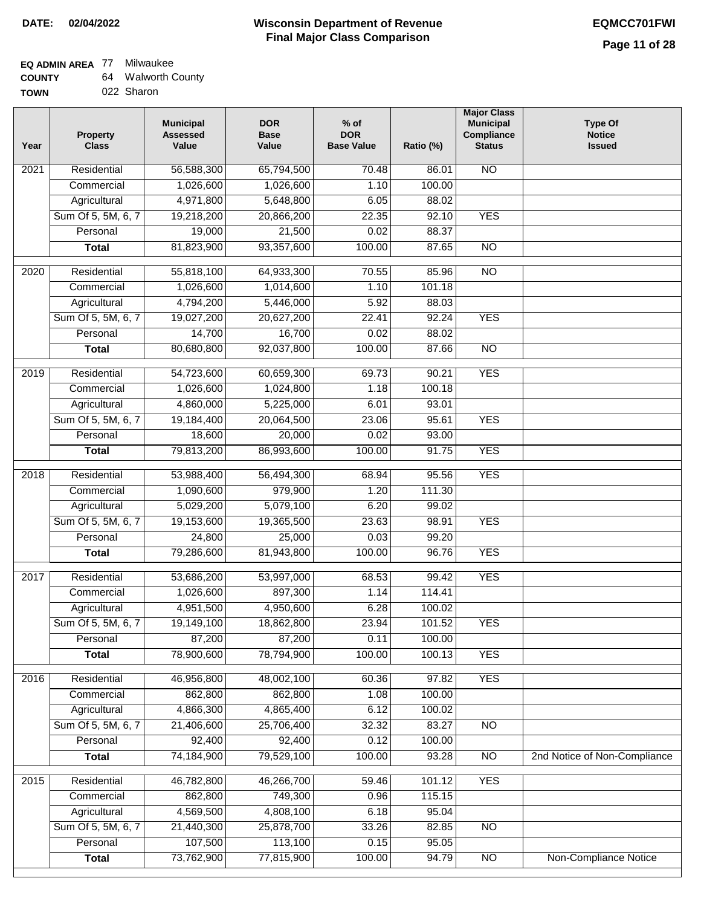**DATE: 02/04/2022**

# Wisconsin Department of Revenue
## Final Major Class Comparison

**EQMCC701FWI**

**EQ ADMIN AREA** 77 Milwaukee
**COUNTY** 64 Walworth County
**TOWN** 022 Sharon

| Year | Property Class | Municipal Assessed Value | DOR Base Value | % of DOR Base Value | Ratio (%) | Major Class Municipal Compliance Status | Type Of Notice Issued |
|---|---|---|---|---|---|---|---|
| 2021 | Residential | 56,588,300 | 65,794,500 | 70.48 | 86.01 | NO | |
| | Commercial | 1,026,600 | 1,026,600 | 1.10 | 100.00 | | |
| | Agricultural | 4,971,800 | 5,648,800 | 6.05 | 88.02 | | |
| | Sum Of 5, 5M, 6, 7 | 19,218,200 | 20,866,200 | 22.35 | 92.10 | YES | |
| | Personal | 19,000 | 21,500 | 0.02 | 88.37 | | |
| | **Total** | 81,823,900 | 93,357,600 | 100.00 | 87.65 | NO | |
| 2020 | Residential | 55,818,100 | 64,933,300 | 70.55 | 85.96 | NO | |
| | Commercial | 1,026,600 | 1,014,600 | 1.10 | 101.18 | | |
| | Agricultural | 4,794,200 | 5,446,000 | 5.92 | 88.03 | | |
| | Sum Of 5, 5M, 6, 7 | 19,027,200 | 20,627,200 | 22.41 | 92.24 | YES | |
| | Personal | 14,700 | 16,700 | 0.02 | 88.02 | | |
| | **Total** | 80,680,800 | 92,037,800 | 100.00 | 87.66 | NO | |
| 2019 | Residential | 54,723,600 | 60,659,300 | 69.73 | 90.21 | YES | |
| | Commercial | 1,026,600 | 1,024,800 | 1.18 | 100.18 | | |
| | Agricultural | 4,860,000 | 5,225,000 | 6.01 | 93.01 | | |
| | Sum Of 5, 5M, 6, 7 | 19,184,400 | 20,064,500 | 23.06 | 95.61 | YES | |
| | Personal | 18,600 | 20,000 | 0.02 | 93.00 | | |
| | **Total** | 79,813,200 | 86,993,600 | 100.00 | 91.75 | YES | |
| 2018 | Residential | 53,988,400 | 56,494,300 | 68.94 | 95.56 | YES | |
| | Commercial | 1,090,600 | 979,900 | 1.20 | 111.30 | | |
| | Agricultural | 5,029,200 | 5,079,100 | 6.20 | 99.02 | | |
| | Sum Of 5, 5M, 6, 7 | 19,153,600 | 19,365,500 | 23.63 | 98.91 | YES | |
| | Personal | 24,800 | 25,000 | 0.03 | 99.20 | | |
| | **Total** | 79,286,600 | 81,943,800 | 100.00 | 96.76 | YES | |
| 2017 | Residential | 53,686,200 | 53,997,000 | 68.53 | 99.42 | YES | |
| | Commercial | 1,026,600 | 897,300 | 1.14 | 114.41 | | |
| | Agricultural | 4,951,500 | 4,950,600 | 6.28 | 100.02 | | |
| | Sum Of 5, 5M, 6, 7 | 19,149,100 | 18,862,800 | 23.94 | 101.52 | YES | |
| | Personal | 87,200 | 87,200 | 0.11 | 100.00 | | |
| | **Total** | 78,900,600 | 78,794,900 | 100.00 | 100.13 | YES | |
| 2016 | Residential | 46,956,800 | 48,002,100 | 60.36 | 97.82 | YES | |
| | Commercial | 862,800 | 862,800 | 1.08 | 100.00 | | |
| | Agricultural | 4,866,300 | 4,865,400 | 6.12 | 100.02 | | |
| | Sum Of 5, 5M, 6, 7 | 21,406,600 | 25,706,400 | 32.32 | 83.27 | NO | |
| | Personal | 92,400 | 92,400 | 0.12 | 100.00 | | |
| | **Total** | 74,184,900 | 79,529,100 | 100.00 | 93.28 | NO | 2nd Notice of Non-Compliance |
| 2015 | Residential | 46,782,800 | 46,266,700 | 59.46 | 101.12 | YES | |
| | Commercial | 862,800 | 749,300 | 0.96 | 115.15 | | |
| | Agricultural | 4,569,500 | 4,808,100 | 6.18 | 95.04 | | |
| | Sum Of 5, 5M, 6, 7 | 21,440,300 | 25,878,700 | 33.26 | 82.85 | NO | |
| | Personal | 107,500 | 113,100 | 0.15 | 95.05 | | |
| | **Total** | 73,762,900 | 77,815,900 | 100.00 | 94.79 | NO | Non-Compliance Notice |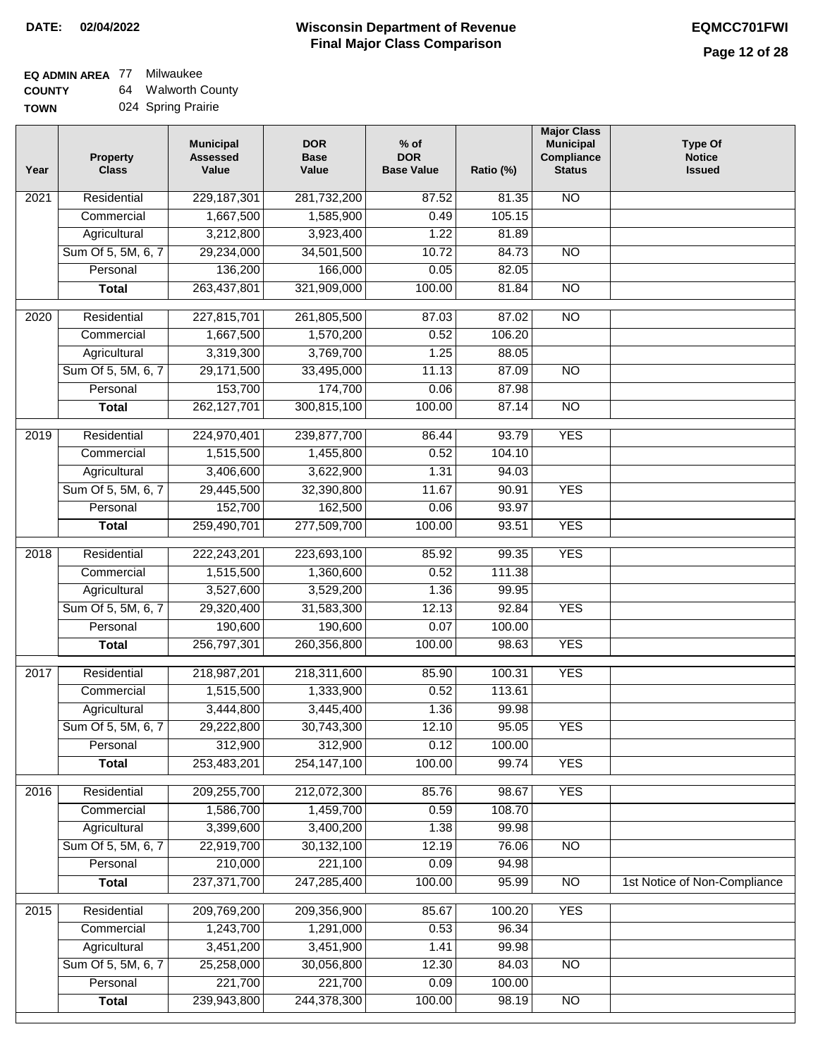**DATE: 02/04/2022**

# Wisconsin Department of Revenue
## Final Major Class Comparison

**EQMCC701FWI**

**EQ ADMIN AREA** 77 Milwaukee
**COUNTY** 64 Walworth County
**TOWN** 024 Spring Prairie

| Year | Property Class | Municipal Assessed Value | DOR Base Value | % of DOR Base Value | Ratio (%) | Major Class Municipal Compliance Status | Type Of Notice Issued |
|---|---|---|---|---|---|---|---|
| 2021 | Residential | 229,187,301 | 281,732,200 | 87.52 | 81.35 | NO | |
| | Commercial | 1,667,500 | 1,585,900 | 0.49 | 105.15 | | |
| | Agricultural | 3,212,800 | 3,923,400 | 1.22 | 81.89 | | |
| | Sum Of 5, 5M, 6, 7 | 29,234,000 | 34,501,500 | 10.72 | 84.73 | NO | |
| | Personal | 136,200 | 166,000 | 0.05 | 82.05 | | |
| | **Total** | 263,437,801 | 321,909,000 | 100.00 | 81.84 | NO | |
| 2020 | Residential | 227,815,701 | 261,805,500 | 87.03 | 87.02 | NO | |
| | Commercial | 1,667,500 | 1,570,200 | 0.52 | 106.20 | | |
| | Agricultural | 3,319,300 | 3,769,700 | 1.25 | 88.05 | | |
| | Sum Of 5, 5M, 6, 7 | 29,171,500 | 33,495,000 | 11.13 | 87.09 | NO | |
| | Personal | 153,700 | 174,700 | 0.06 | 87.98 | | |
| | **Total** | 262,127,701 | 300,815,100 | 100.00 | 87.14 | NO | |
| 2019 | Residential | 224,970,401 | 239,877,700 | 86.44 | 93.79 | YES | |
| | Commercial | 1,515,500 | 1,455,800 | 0.52 | 104.10 | | |
| | Agricultural | 3,406,600 | 3,622,900 | 1.31 | 94.03 | | |
| | Sum Of 5, 5M, 6, 7 | 29,445,500 | 32,390,800 | 11.67 | 90.91 | YES | |
| | Personal | 152,700 | 162,500 | 0.06 | 93.97 | | |
| | **Total** | 259,490,701 | 277,509,700 | 100.00 | 93.51 | YES | |
| 2018 | Residential | 222,243,201 | 223,693,100 | 85.92 | 99.35 | YES | |
| | Commercial | 1,515,500 | 1,360,600 | 0.52 | 111.38 | | |
| | Agricultural | 3,527,600 | 3,529,200 | 1.36 | 99.95 | | |
| | Sum Of 5, 5M, 6, 7 | 29,320,400 | 31,583,300 | 12.13 | 92.84 | YES | |
| | Personal | 190,600 | 190,600 | 0.07 | 100.00 | | |
| | **Total** | 256,797,301 | 260,356,800 | 100.00 | 98.63 | YES | |
| 2017 | Residential | 218,987,201 | 218,311,600 | 85.90 | 100.31 | YES | |
| | Commercial | 1,515,500 | 1,333,900 | 0.52 | 113.61 | | |
| | Agricultural | 3,444,800 | 3,445,400 | 1.36 | 99.98 | | |
| | Sum Of 5, 5M, 6, 7 | 29,222,800 | 30,743,300 | 12.10 | 95.05 | YES | |
| | Personal | 312,900 | 312,900 | 0.12 | 100.00 | | |
| | **Total** | 253,483,201 | 254,147,100 | 100.00 | 99.74 | YES | |
| 2016 | Residential | 209,255,700 | 212,072,300 | 85.76 | 98.67 | YES | |
| | Commercial | 1,586,700 | 1,459,700 | 0.59 | 108.70 | | |
| | Agricultural | 3,399,600 | 3,400,200 | 1.38 | 99.98 | | |
| | Sum Of 5, 5M, 6, 7 | 22,919,700 | 30,132,100 | 12.19 | 76.06 | NO | |
| | Personal | 210,000 | 221,100 | 0.09 | 94.98 | | |
| | **Total** | 237,371,700 | 247,285,400 | 100.00 | 95.99 | NO | 1st Notice of Non-Compliance |
| 2015 | Residential | 209,769,200 | 209,356,900 | 85.67 | 100.20 | YES | |
| | Commercial | 1,243,700 | 1,291,000 | 0.53 | 96.34 | | |
| | Agricultural | 3,451,200 | 3,451,900 | 1.41 | 99.98 | | |
| | Sum Of 5, 5M, 6, 7 | 25,258,000 | 30,056,800 | 12.30 | 84.03 | NO | |
| | Personal | 221,700 | 221,700 | 0.09 | 100.00 | | |
| | **Total** | 239,943,800 | 244,378,300 | 100.00 | 98.19 | NO | |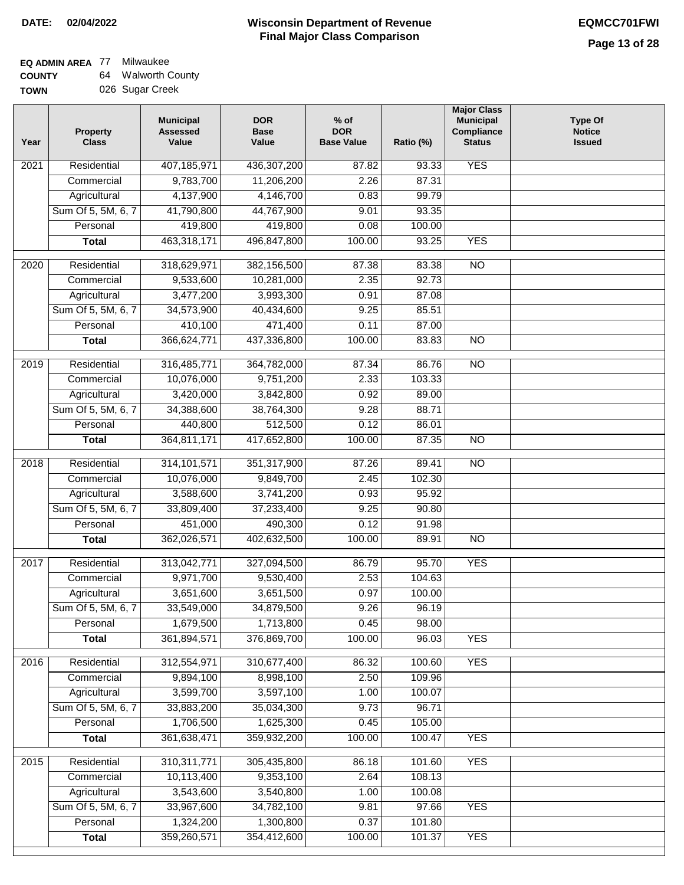**DATE: 02/04/2022**

# Wisconsin Department of Revenue
## Final Major Class Comparison

**EQMCC701FWI**

**EQ ADMIN AREA** 77 Milwaukee
**COUNTY** 64 Walworth County
**TOWN** 026 Sugar Creek

| Year | Property Class | Municipal Assessed Value | DOR Base Value | % of DOR Base Value | Ratio (%) | Major Class Municipal Compliance Status | Type Of Notice Issued |
|---|---|---|---|---|---|---|---|
| 2021 | Residential | 407,185,971 | 436,307,200 | 87.82 | 93.33 | YES | |
| | Commercial | 9,783,700 | 11,206,200 | 2.26 | 87.31 | | |
| | Agricultural | 4,137,900 | 4,146,700 | 0.83 | 99.79 | | |
| | Sum Of 5, 5M, 6, 7 | 41,790,800 | 44,767,900 | 9.01 | 93.35 | | |
| | Personal | 419,800 | 419,800 | 0.08 | 100.00 | | |
| | **Total** | 463,318,171 | 496,847,800 | 100.00 | 93.25 | YES | |
| 2020 | Residential | 318,629,971 | 382,156,500 | 87.38 | 83.38 | NO | |
| | Commercial | 9,533,600 | 10,281,000 | 2.35 | 92.73 | | |
| | Agricultural | 3,477,200 | 3,993,300 | 0.91 | 87.08 | | |
| | Sum Of 5, 5M, 6, 7 | 34,573,900 | 40,434,600 | 9.25 | 85.51 | | |
| | Personal | 410,100 | 471,400 | 0.11 | 87.00 | | |
| | **Total** | 366,624,771 | 437,336,800 | 100.00 | 83.83 | NO | |
| 2019 | Residential | 316,485,771 | 364,782,000 | 87.34 | 86.76 | NO | |
| | Commercial | 10,076,000 | 9,751,200 | 2.33 | 103.33 | | |
| | Agricultural | 3,420,000 | 3,842,800 | 0.92 | 89.00 | | |
| | Sum Of 5, 5M, 6, 7 | 34,388,600 | 38,764,300 | 9.28 | 88.71 | | |
| | Personal | 440,800 | 512,500 | 0.12 | 86.01 | | |
| | **Total** | 364,811,171 | 417,652,800 | 100.00 | 87.35 | NO | |
| 2018 | Residential | 314,101,571 | 351,317,900 | 87.26 | 89.41 | NO | |
| | Commercial | 10,076,000 | 9,849,700 | 2.45 | 102.30 | | |
| | Agricultural | 3,588,600 | 3,741,200 | 0.93 | 95.92 | | |
| | Sum Of 5, 5M, 6, 7 | 33,809,400 | 37,233,400 | 9.25 | 90.80 | | |
| | Personal | 451,000 | 490,300 | 0.12 | 91.98 | | |
| | **Total** | 362,026,571 | 402,632,500 | 100.00 | 89.91 | NO | |
| 2017 | Residential | 313,042,771 | 327,094,500 | 86.79 | 95.70 | YES | |
| | Commercial | 9,971,700 | 9,530,400 | 2.53 | 104.63 | | |
| | Agricultural | 3,651,600 | 3,651,500 | 0.97 | 100.00 | | |
| | Sum Of 5, 5M, 6, 7 | 33,549,000 | 34,879,500 | 9.26 | 96.19 | | |
| | Personal | 1,679,500 | 1,713,800 | 0.45 | 98.00 | | |
| | **Total** | 361,894,571 | 376,869,700 | 100.00 | 96.03 | YES | |
| 2016 | Residential | 312,554,971 | 310,677,400 | 86.32 | 100.60 | YES | |
| | Commercial | 9,894,100 | 8,998,100 | 2.50 | 109.96 | | |
| | Agricultural | 3,599,700 | 3,597,100 | 1.00 | 100.07 | | |
| | Sum Of 5, 5M, 6, 7 | 33,883,200 | 35,034,300 | 9.73 | 96.71 | | |
| | Personal | 1,706,500 | 1,625,300 | 0.45 | 105.00 | | |
| | **Total** | 361,638,471 | 359,932,200 | 100.00 | 100.47 | YES | |
| 2015 | Residential | 310,311,771 | 305,435,800 | 86.18 | 101.60 | YES | |
| | Commercial | 10,113,400 | 9,353,100 | 2.64 | 108.13 | | |
| | Agricultural | 3,543,600 | 3,540,800 | 1.00 | 100.08 | | |
| | Sum Of 5, 5M, 6, 7 | 33,967,600 | 34,782,100 | 9.81 | 97.66 | YES | |
| | Personal | 1,324,200 | 1,300,800 | 0.37 | 101.80 | | |
| | **Total** | 359,260,571 | 354,412,600 | 100.00 | 101.37 | YES | |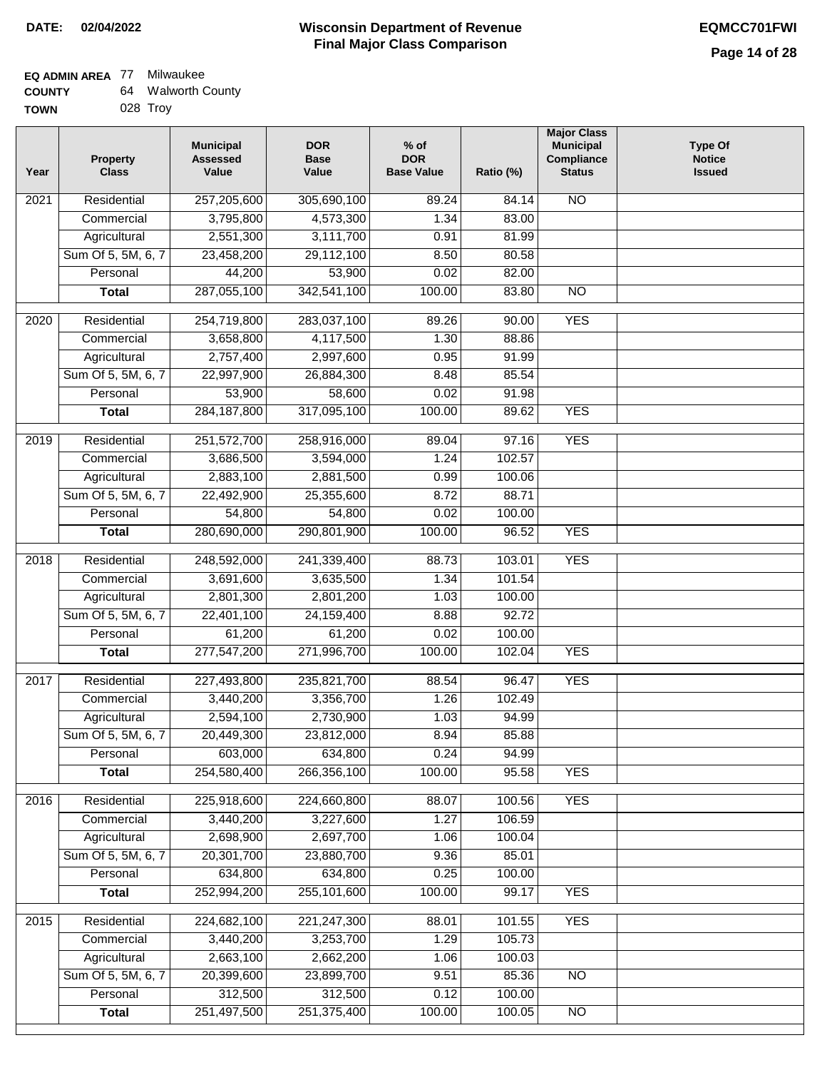**DATE: 02/04/2022**

# Wisconsin Department of Revenue
## Final Major Class Comparison

**EQMCC701FWI**

**EQ ADMIN AREA** 77 Milwaukee
**COUNTY** 64 Walworth County
**TOWN** 028 Troy

| Year | Property Class | Municipal Assessed Value | DOR Base Value | % of DOR Base Value | Ratio (%) | Major Class Municipal Compliance Status | Type Of Notice Issued |
|---|---|---|---|---|---|---|---|
| 2021 | Residential | 257,205,600 | 305,690,100 | 89.24 | 84.14 | NO | |
| | Commercial | 3,795,800 | 4,573,300 | 1.34 | 83.00 | | |
| | Agricultural | 2,551,300 | 3,111,700 | 0.91 | 81.99 | | |
| | Sum Of 5, 5M, 6, 7 | 23,458,200 | 29,112,100 | 8.50 | 80.58 | | |
| | Personal | 44,200 | 53,900 | 0.02 | 82.00 | | |
| | **Total** | 287,055,100 | 342,541,100 | 100.00 | 83.80 | NO | |
| 2020 | Residential | 254,719,800 | 283,037,100 | 89.26 | 90.00 | YES | |
| | Commercial | 3,658,800 | 4,117,500 | 1.30 | 88.86 | | |
| | Agricultural | 2,757,400 | 2,997,600 | 0.95 | 91.99 | | |
| | Sum Of 5, 5M, 6, 7 | 22,997,900 | 26,884,300 | 8.48 | 85.54 | | |
| | Personal | 53,900 | 58,600 | 0.02 | 91.98 | | |
| | **Total** | 284,187,800 | 317,095,100 | 100.00 | 89.62 | YES | |
| 2019 | Residential | 251,572,700 | 258,916,000 | 89.04 | 97.16 | YES | |
| | Commercial | 3,686,500 | 3,594,000 | 1.24 | 102.57 | | |
| | Agricultural | 2,883,100 | 2,881,500 | 0.99 | 100.06 | | |
| | Sum Of 5, 5M, 6, 7 | 22,492,900 | 25,355,600 | 8.72 | 88.71 | | |
| | Personal | 54,800 | 54,800 | 0.02 | 100.00 | | |
| | **Total** | 280,690,000 | 290,801,900 | 100.00 | 96.52 | YES | |
| 2018 | Residential | 248,592,000 | 241,339,400 | 88.73 | 103.01 | YES | |
| | Commercial | 3,691,600 | 3,635,500 | 1.34 | 101.54 | | |
| | Agricultural | 2,801,300 | 2,801,200 | 1.03 | 100.00 | | |
| | Sum Of 5, 5M, 6, 7 | 22,401,100 | 24,159,400 | 8.88 | 92.72 | | |
| | Personal | 61,200 | 61,200 | 0.02 | 100.00 | | |
| | **Total** | 277,547,200 | 271,996,700 | 100.00 | 102.04 | YES | |
| 2017 | Residential | 227,493,800 | 235,821,700 | 88.54 | 96.47 | YES | |
| | Commercial | 3,440,200 | 3,356,700 | 1.26 | 102.49 | | |
| | Agricultural | 2,594,100 | 2,730,900 | 1.03 | 94.99 | | |
| | Sum Of 5, 5M, 6, 7 | 20,449,300 | 23,812,000 | 8.94 | 85.88 | | |
| | Personal | 603,000 | 634,800 | 0.24 | 94.99 | | |
| | **Total** | 254,580,400 | 266,356,100 | 100.00 | 95.58 | YES | |
| 2016 | Residential | 225,918,600 | 224,660,800 | 88.07 | 100.56 | YES | |
| | Commercial | 3,440,200 | 3,227,600 | 1.27 | 106.59 | | |
| | Agricultural | 2,698,900 | 2,697,700 | 1.06 | 100.04 | | |
| | Sum Of 5, 5M, 6, 7 | 20,301,700 | 23,880,700 | 9.36 | 85.01 | | |
| | Personal | 634,800 | 634,800 | 0.25 | 100.00 | | |
| | **Total** | 252,994,200 | 255,101,600 | 100.00 | 99.17 | YES | |
| 2015 | Residential | 224,682,100 | 221,247,300 | 88.01 | 101.55 | YES | |
| | Commercial | 3,440,200 | 3,253,700 | 1.29 | 105.73 | | |
| | Agricultural | 2,663,100 | 2,662,200 | 1.06 | 100.03 | | |
| | Sum Of 5, 5M, 6, 7 | 20,399,600 | 23,899,700 | 9.51 | 85.36 | NO | |
| | Personal | 312,500 | 312,500 | 0.12 | 100.00 | | |
| | **Total** | 251,497,500 | 251,375,400 | 100.00 | 100.05 | NO | |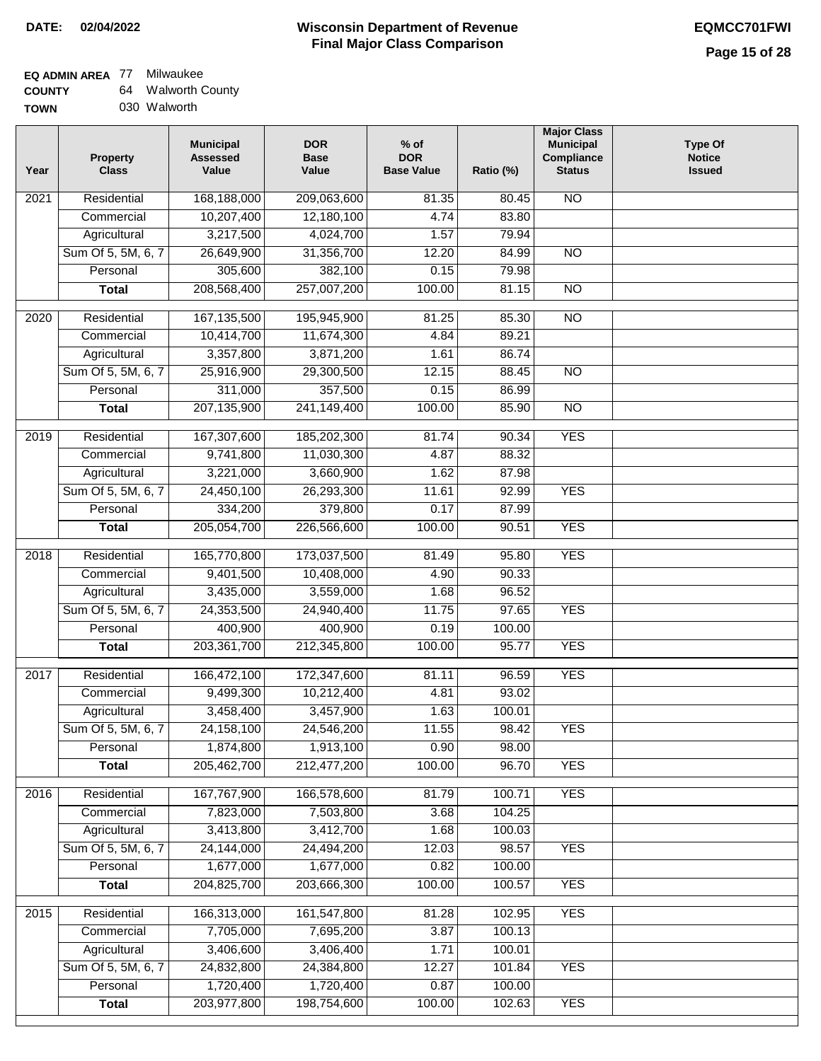**DATE:** 02/04/2022

# Wisconsin Department of Revenue
## Final Major Class Comparison

**EQMCC701FWI**

**EQ ADMIN AREA** 77 Milwaukee
**COUNTY** 64 Walworth County
**TOWN** 030 Walworth

| Year | Property Class | Municipal Assessed Value | DOR Base Value | % of DOR Base Value | Ratio (%) | Major Class Municipal Compliance Status | Type Of Notice Issued |
|---|---|---|---|---|---|---|---|
| 2021 | Residential | 168,188,000 | 209,063,600 | 81.35 | 80.45 | NO | |
| | Commercial | 10,207,400 | 12,180,100 | 4.74 | 83.80 | | |
| | Agricultural | 3,217,500 | 4,024,700 | 1.57 | 79.94 | | |
| | Sum Of 5, 5M, 6, 7 | 26,649,900 | 31,356,700 | 12.20 | 84.99 | NO | |
| | Personal | 305,600 | 382,100 | 0.15 | 79.98 | | |
| | **Total** | 208,568,400 | 257,007,200 | 100.00 | 81.15 | NO | |
| 2020 | Residential | 167,135,500 | 195,945,900 | 81.25 | 85.30 | NO | |
| | Commercial | 10,414,700 | 11,674,300 | 4.84 | 89.21 | | |
| | Agricultural | 3,357,800 | 3,871,200 | 1.61 | 86.74 | | |
| | Sum Of 5, 5M, 6, 7 | 25,916,900 | 29,300,500 | 12.15 | 88.45 | NO | |
| | Personal | 311,000 | 357,500 | 0.15 | 86.99 | | |
| | **Total** | 207,135,900 | 241,149,400 | 100.00 | 85.90 | NO | |
| 2019 | Residential | 167,307,600 | 185,202,300 | 81.74 | 90.34 | YES | |
| | Commercial | 9,741,800 | 11,030,300 | 4.87 | 88.32 | | |
| | Agricultural | 3,221,000 | 3,660,900 | 1.62 | 87.98 | | |
| | Sum Of 5, 5M, 6, 7 | 24,450,100 | 26,293,300 | 11.61 | 92.99 | YES | |
| | Personal | 334,200 | 379,800 | 0.17 | 87.99 | | |
| | **Total** | 205,054,700 | 226,566,600 | 100.00 | 90.51 | YES | |
| 2018 | Residential | 165,770,800 | 173,037,500 | 81.49 | 95.80 | YES | |
| | Commercial | 9,401,500 | 10,408,000 | 4.90 | 90.33 | | |
| | Agricultural | 3,435,000 | 3,559,000 | 1.68 | 96.52 | | |
| | Sum Of 5, 5M, 6, 7 | 24,353,500 | 24,940,400 | 11.75 | 97.65 | YES | |
| | Personal | 400,900 | 400,900 | 0.19 | 100.00 | | |
| | **Total** | 203,361,700 | 212,345,800 | 100.00 | 95.77 | YES | |
| 2017 | Residential | 166,472,100 | 172,347,600 | 81.11 | 96.59 | YES | |
| | Commercial | 9,499,300 | 10,212,400 | 4.81 | 93.02 | | |
| | Agricultural | 3,458,400 | 3,457,900 | 1.63 | 100.01 | | |
| | Sum Of 5, 5M, 6, 7 | 24,158,100 | 24,546,200 | 11.55 | 98.42 | YES | |
| | Personal | 1,874,800 | 1,913,100 | 0.90 | 98.00 | | |
| | **Total** | 205,462,700 | 212,477,200 | 100.00 | 96.70 | YES | |
| 2016 | Residential | 167,767,900 | 166,578,600 | 81.79 | 100.71 | YES | |
| | Commercial | 7,823,000 | 7,503,800 | 3.68 | 104.25 | | |
| | Agricultural | 3,413,800 | 3,412,700 | 1.68 | 100.03 | | |
| | Sum Of 5, 5M, 6, 7 | 24,144,000 | 24,494,200 | 12.03 | 98.57 | YES | |
| | Personal | 1,677,000 | 1,677,000 | 0.82 | 100.00 | | |
| | **Total** | 204,825,700 | 203,666,300 | 100.00 | 100.57 | YES | |
| 2015 | Residential | 166,313,000 | 161,547,800 | 81.28 | 102.95 | YES | |
| | Commercial | 7,705,000 | 7,695,200 | 3.87 | 100.13 | | |
| | Agricultural | 3,406,600 | 3,406,400 | 1.71 | 100.01 | | |
| | Sum Of 5, 5M, 6, 7 | 24,832,800 | 24,384,800 | 12.27 | 101.84 | YES | |
| | Personal | 1,720,400 | 1,720,400 | 0.87 | 100.00 | | |
| | **Total** | 203,977,800 | 198,754,600 | 100.00 | 102.63 | YES | |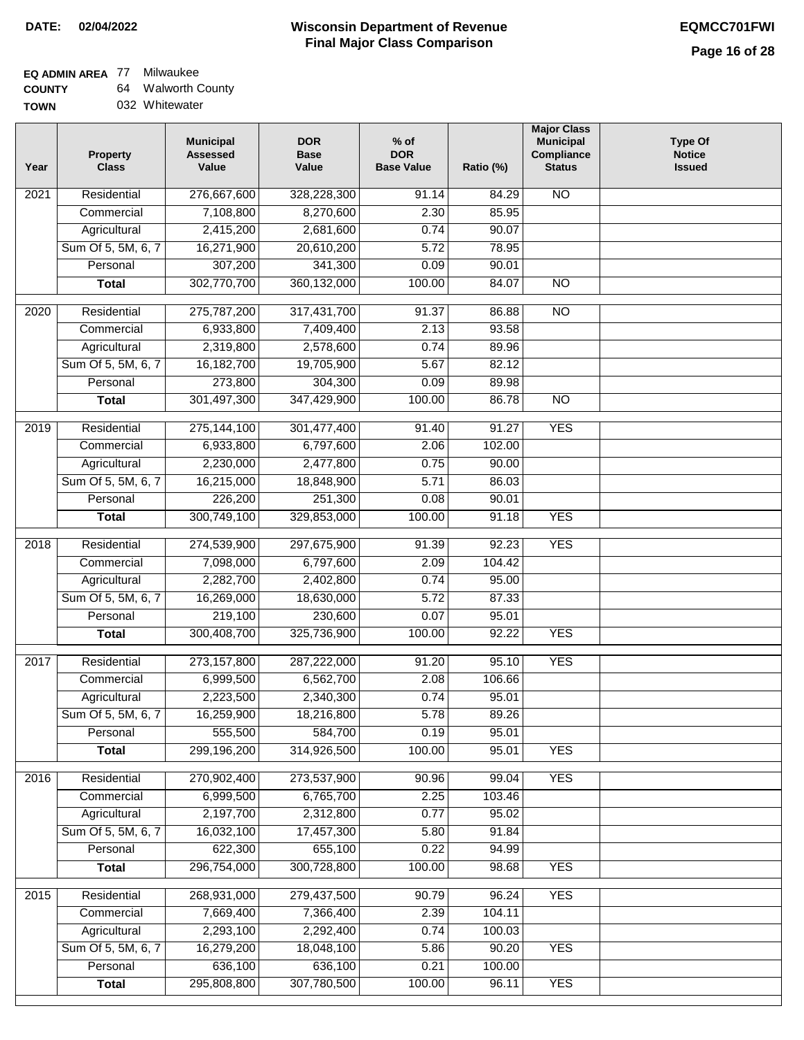**DATE: 02/04/2022**

# Wisconsin Department of Revenue
## Final Major Class Comparison

**EQMCC701FWI**

**EQ ADMIN AREA** 77 Milwaukee
**COUNTY** 64 Walworth County
**TOWN** 032 Whitewater

| Year | Property Class | Municipal Assessed Value | DOR Base Value | % of DOR Base Value | Ratio (%) | Major Class Municipal Compliance Status | Type Of Notice Issued |
|---|---|---|---|---|---|---|---|
| 2021 | Residential | 276,667,600 | 328,228,300 | 91.14 | 84.29 | NO | |
| | Commercial | 7,108,800 | 8,270,600 | 2.30 | 85.95 | | |
| | Agricultural | 2,415,200 | 2,681,600 | 0.74 | 90.07 | | |
| | Sum Of 5, 5M, 6, 7 | 16,271,900 | 20,610,200 | 5.72 | 78.95 | | |
| | Personal | 307,200 | 341,300 | 0.09 | 90.01 | | |
| | **Total** | 302,770,700 | 360,132,000 | 100.00 | 84.07 | NO | |
| 2020 | Residential | 275,787,200 | 317,431,700 | 91.37 | 86.88 | NO | |
| | Commercial | 6,933,800 | 7,409,400 | 2.13 | 93.58 | | |
| | Agricultural | 2,319,800 | 2,578,600 | 0.74 | 89.96 | | |
| | Sum Of 5, 5M, 6, 7 | 16,182,700 | 19,705,900 | 5.67 | 82.12 | | |
| | Personal | 273,800 | 304,300 | 0.09 | 89.98 | | |
| | **Total** | 301,497,300 | 347,429,900 | 100.00 | 86.78 | NO | |
| 2019 | Residential | 275,144,100 | 301,477,400 | 91.40 | 91.27 | YES | |
| | Commercial | 6,933,800 | 6,797,600 | 2.06 | 102.00 | | |
| | Agricultural | 2,230,000 | 2,477,800 | 0.75 | 90.00 | | |
| | Sum Of 5, 5M, 6, 7 | 16,215,000 | 18,848,900 | 5.71 | 86.03 | | |
| | Personal | 226,200 | 251,300 | 0.08 | 90.01 | | |
| | **Total** | 300,749,100 | 329,853,000 | 100.00 | 91.18 | YES | |
| 2018 | Residential | 274,539,900 | 297,675,900 | 91.39 | 92.23 | YES | |
| | Commercial | 7,098,000 | 6,797,600 | 2.09 | 104.42 | | |
| | Agricultural | 2,282,700 | 2,402,800 | 0.74 | 95.00 | | |
| | Sum Of 5, 5M, 6, 7 | 16,269,000 | 18,630,000 | 5.72 | 87.33 | | |
| | Personal | 219,100 | 230,600 | 0.07 | 95.01 | | |
| | **Total** | 300,408,700 | 325,736,900 | 100.00 | 92.22 | YES | |
| 2017 | Residential | 273,157,800 | 287,222,000 | 91.20 | 95.10 | YES | |
| | Commercial | 6,999,500 | 6,562,700 | 2.08 | 106.66 | | |
| | Agricultural | 2,223,500 | 2,340,300 | 0.74 | 95.01 | | |
| | Sum Of 5, 5M, 6, 7 | 16,259,900 | 18,216,800 | 5.78 | 89.26 | | |
| | Personal | 555,500 | 584,700 | 0.19 | 95.01 | | |
| | **Total** | 299,196,200 | 314,926,500 | 100.00 | 95.01 | YES | |
| 2016 | Residential | 270,902,400 | 273,537,900 | 90.96 | 99.04 | YES | |
| | Commercial | 6,999,500 | 6,765,700 | 2.25 | 103.46 | | |
| | Agricultural | 2,197,700 | 2,312,800 | 0.77 | 95.02 | | |
| | Sum Of 5, 5M, 6, 7 | 16,032,100 | 17,457,300 | 5.80 | 91.84 | | |
| | Personal | 622,300 | 655,100 | 0.22 | 94.99 | | |
| | **Total** | 296,754,000 | 300,728,800 | 100.00 | 98.68 | YES | |
| 2015 | Residential | 268,931,000 | 279,437,500 | 90.79 | 96.24 | YES | |
| | Commercial | 7,669,400 | 7,366,400 | 2.39 | 104.11 | | |
| | Agricultural | 2,293,100 | 2,292,400 | 0.74 | 100.03 | | |
| | Sum Of 5, 5M, 6, 7 | 16,279,200 | 18,048,100 | 5.86 | 90.20 | YES | |
| | Personal | 636,100 | 636,100 | 0.21 | 100.00 | | |
| | **Total** | 295,808,800 | 307,780,500 | 100.00 | 96.11 | YES | |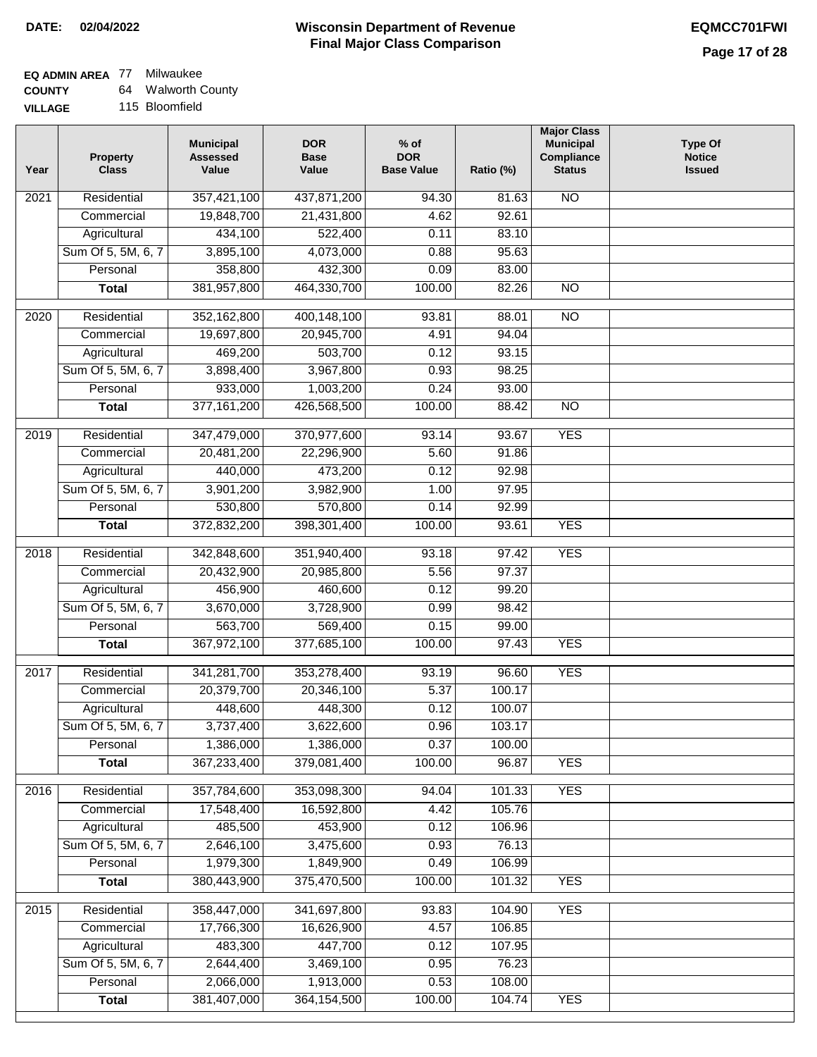**DATE: 02/04/2022**

# Wisconsin Department of Revenue
## Final Major Class Comparison

**EQMCC701FWI**

**EQ ADMIN AREA** 77 Milwaukee
**COUNTY** 64 Walworth County
**VILLAGE** 115 Bloomfield

| Year | Property Class | Municipal Assessed Value | DOR Base Value | % of DOR Base Value | Ratio (%) | Major Class Municipal Compliance Status | Type Of Notice Issued |
|---|---|---|---|---|---|---|---|
| 2021 | Residential | 357,421,100 | 437,871,200 | 94.30 | 81.63 | NO | |
| | Commercial | 19,848,700 | 21,431,800 | 4.62 | 92.61 | | |
| | Agricultural | 434,100 | 522,400 | 0.11 | 83.10 | | |
| | Sum Of 5, 5M, 6, 7 | 3,895,100 | 4,073,000 | 0.88 | 95.63 | | |
| | Personal | 358,800 | 432,300 | 0.09 | 83.00 | | |
| | **Total** | 381,957,800 | 464,330,700 | 100.00 | 82.26 | NO | |
| 2020 | Residential | 352,162,800 | 400,148,100 | 93.81 | 88.01 | NO | |
| | Commercial | 19,697,800 | 20,945,700 | 4.91 | 94.04 | | |
| | Agricultural | 469,200 | 503,700 | 0.12 | 93.15 | | |
| | Sum Of 5, 5M, 6, 7 | 3,898,400 | 3,967,800 | 0.93 | 98.25 | | |
| | Personal | 933,000 | 1,003,200 | 0.24 | 93.00 | | |
| | **Total** | 377,161,200 | 426,568,500 | 100.00 | 88.42 | NO | |
| 2019 | Residential | 347,479,000 | 370,977,600 | 93.14 | 93.67 | YES | |
| | Commercial | 20,481,200 | 22,296,900 | 5.60 | 91.86 | | |
| | Agricultural | 440,000 | 473,200 | 0.12 | 92.98 | | |
| | Sum Of 5, 5M, 6, 7 | 3,901,200 | 3,982,900 | 1.00 | 97.95 | | |
| | Personal | 530,800 | 570,800 | 0.14 | 92.99 | | |
| | **Total** | 372,832,200 | 398,301,400 | 100.00 | 93.61 | YES | |
| 2018 | Residential | 342,848,600 | 351,940,400 | 93.18 | 97.42 | YES | |
| | Commercial | 20,432,900 | 20,985,800 | 5.56 | 97.37 | | |
| | Agricultural | 456,900 | 460,600 | 0.12 | 99.20 | | |
| | Sum Of 5, 5M, 6, 7 | 3,670,000 | 3,728,900 | 0.99 | 98.42 | | |
| | Personal | 563,700 | 569,400 | 0.15 | 99.00 | | |
| | **Total** | 367,972,100 | 377,685,100 | 100.00 | 97.43 | YES | |
| 2017 | Residential | 341,281,700 | 353,278,400 | 93.19 | 96.60 | YES | |
| | Commercial | 20,379,700 | 20,346,100 | 5.37 | 100.17 | | |
| | Agricultural | 448,600 | 448,300 | 0.12 | 100.07 | | |
| | Sum Of 5, 5M, 6, 7 | 3,737,400 | 3,622,600 | 0.96 | 103.17 | | |
| | Personal | 1,386,000 | 1,386,000 | 0.37 | 100.00 | | |
| | **Total** | 367,233,400 | 379,081,400 | 100.00 | 96.87 | YES | |
| 2016 | Residential | 357,784,600 | 353,098,300 | 94.04 | 101.33 | YES | |
| | Commercial | 17,548,400 | 16,592,800 | 4.42 | 105.76 | | |
| | Agricultural | 485,500 | 453,900 | 0.12 | 106.96 | | |
| | Sum Of 5, 5M, 6, 7 | 2,646,100 | 3,475,600 | 0.93 | 76.13 | | |
| | Personal | 1,979,300 | 1,849,900 | 0.49 | 106.99 | | |
| | **Total** | 380,443,900 | 375,470,500 | 100.00 | 101.32 | YES | |
| 2015 | Residential | 358,447,000 | 341,697,800 | 93.83 | 104.90 | YES | |
| | Commercial | 17,766,300 | 16,626,900 | 4.57 | 106.85 | | |
| | Agricultural | 483,300 | 447,700 | 0.12 | 107.95 | | |
| | Sum Of 5, 5M, 6, 7 | 2,644,400 | 3,469,100 | 0.95 | 76.23 | | |
| | Personal | 2,066,000 | 1,913,000 | 0.53 | 108.00 | | |
| | **Total** | 381,407,000 | 364,154,500 | 100.00 | 104.74 | YES | |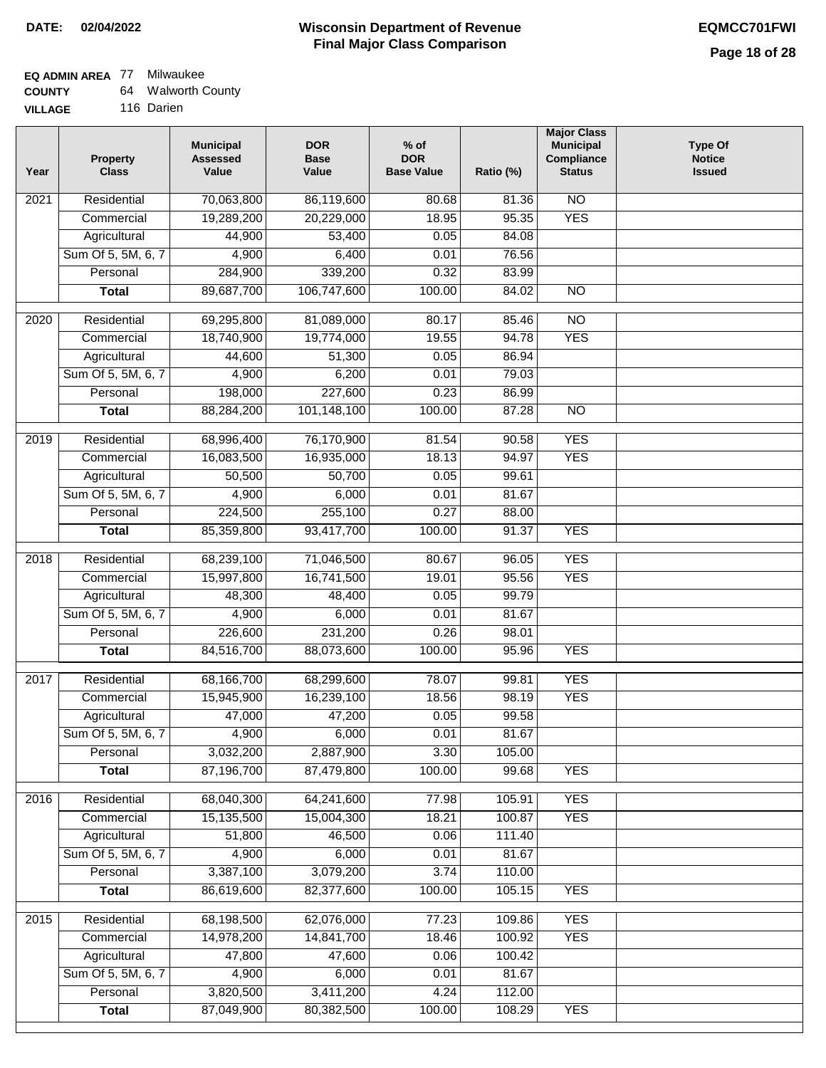**DATE: 02/04/2022**

# Wisconsin Department of Revenue
## Final Major Class Comparison

**EQMCC701FWI**

**EQ ADMIN AREA** 77 Milwaukee
**COUNTY** 64 Walworth County
**VILLAGE** 116 Darien

| Year | Property Class | Municipal Assessed Value | DOR Base Value | % of DOR Base Value | Ratio (%) | Major Class Municipal Compliance Status | Type Of Notice Issued |
|---|---|---|---|---|---|---|---|
| 2021 | Residential | 70,063,800 | 86,119,600 | 80.68 | 81.36 | NO | |
| | Commercial | 19,289,200 | 20,229,000 | 18.95 | 95.35 | YES | |
| | Agricultural | 44,900 | 53,400 | 0.05 | 84.08 | | |
| | Sum Of 5, 5M, 6, 7 | 4,900 | 6,400 | 0.01 | 76.56 | | |
| | Personal | 284,900 | 339,200 | 0.32 | 83.99 | | |
| | **Total** | 89,687,700 | 106,747,600 | 100.00 | 84.02 | NO | |
| 2020 | Residential | 69,295,800 | 81,089,000 | 80.17 | 85.46 | NO | |
| | Commercial | 18,740,900 | 19,774,000 | 19.55 | 94.78 | YES | |
| | Agricultural | 44,600 | 51,300 | 0.05 | 86.94 | | |
| | Sum Of 5, 5M, 6, 7 | 4,900 | 6,200 | 0.01 | 79.03 | | |
| | Personal | 198,000 | 227,600 | 0.23 | 86.99 | | |
| | **Total** | 88,284,200 | 101,148,100 | 100.00 | 87.28 | NO | |
| 2019 | Residential | 68,996,400 | 76,170,900 | 81.54 | 90.58 | YES | |
| | Commercial | 16,083,500 | 16,935,000 | 18.13 | 94.97 | YES | |
| | Agricultural | 50,500 | 50,700 | 0.05 | 99.61 | | |
| | Sum Of 5, 5M, 6, 7 | 4,900 | 6,000 | 0.01 | 81.67 | | |
| | Personal | 224,500 | 255,100 | 0.27 | 88.00 | | |
| | **Total** | 85,359,800 | 93,417,700 | 100.00 | 91.37 | YES | |
| 2018 | Residential | 68,239,100 | 71,046,500 | 80.67 | 96.05 | YES | |
| | Commercial | 15,997,800 | 16,741,500 | 19.01 | 95.56 | YES | |
| | Agricultural | 48,300 | 48,400 | 0.05 | 99.79 | | |
| | Sum Of 5, 5M, 6, 7 | 4,900 | 6,000 | 0.01 | 81.67 | | |
| | Personal | 226,600 | 231,200 | 0.26 | 98.01 | | |
| | **Total** | 84,516,700 | 88,073,600 | 100.00 | 95.96 | YES | |
| 2017 | Residential | 68,166,700 | 68,299,600 | 78.07 | 99.81 | YES | |
| | Commercial | 15,945,900 | 16,239,100 | 18.56 | 98.19 | YES | |
| | Agricultural | 47,000 | 47,200 | 0.05 | 99.58 | | |
| | Sum Of 5, 5M, 6, 7 | 4,900 | 6,000 | 0.01 | 81.67 | | |
| | Personal | 3,032,200 | 2,887,900 | 3.30 | 105.00 | | |
| | **Total** | 87,196,700 | 87,479,800 | 100.00 | 99.68 | YES | |
| 2016 | Residential | 68,040,300 | 64,241,600 | 77.98 | 105.91 | YES | |
| | Commercial | 15,135,500 | 15,004,300 | 18.21 | 100.87 | YES | |
| | Agricultural | 51,800 | 46,500 | 0.06 | 111.40 | | |
| | Sum Of 5, 5M, 6, 7 | 4,900 | 6,000 | 0.01 | 81.67 | | |
| | Personal | 3,387,100 | 3,079,200 | 3.74 | 110.00 | | |
| | **Total** | 86,619,600 | 82,377,600 | 100.00 | 105.15 | YES | |
| 2015 | Residential | 68,198,500 | 62,076,000 | 77.23 | 109.86 | YES | |
| | Commercial | 14,978,200 | 14,841,700 | 18.46 | 100.92 | YES | |
| | Agricultural | 47,800 | 47,600 | 0.06 | 100.42 | | |
| | Sum Of 5, 5M, 6, 7 | 4,900 | 6,000 | 0.01 | 81.67 | | |
| | Personal | 3,820,500 | 3,411,200 | 4.24 | 112.00 | | |
| | **Total** | 87,049,900 | 80,382,500 | 100.00 | 108.29 | YES | |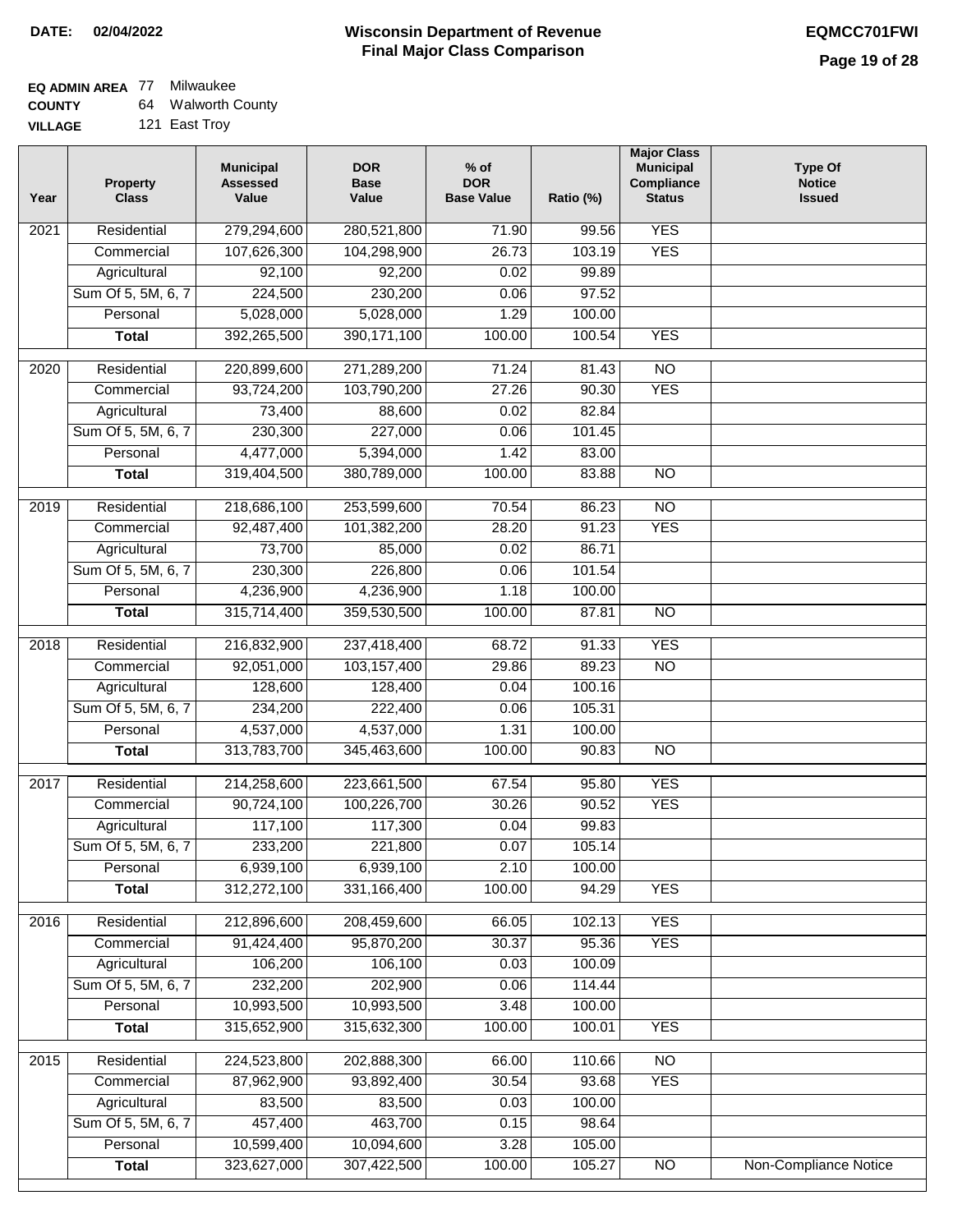**DATE: 02/04/2022**

# Wisconsin Department of Revenue
## Final Major Class Comparison

**EQMCC701FWI**

**EQ ADMIN AREA** 77 Milwaukee
**COUNTY** 64 Walworth County
**VILLAGE** 121 East Troy

| Year | Property Class | Municipal Assessed Value | DOR Base Value | % of DOR Base Value | Ratio (%) | Major Class Municipal Compliance Status | Type Of Notice Issued |
|---|---|---|---|---|---|---|---|
| 2021 | Residential | 279,294,600 | 280,521,800 | 71.90 | 99.56 | YES | |
| | Commercial | 107,626,300 | 104,298,900 | 26.73 | 103.19 | YES | |
| | Agricultural | 92,100 | 92,200 | 0.02 | 99.89 | | |
| | Sum Of 5, 5M, 6, 7 | 224,500 | 230,200 | 0.06 | 97.52 | | |
| | Personal | 5,028,000 | 5,028,000 | 1.29 | 100.00 | | |
| | **Total** | 392,265,500 | 390,171,100 | 100.00 | 100.54 | YES | |
| 2020 | Residential | 220,899,600 | 271,289,200 | 71.24 | 81.43 | NO | |
| | Commercial | 93,724,200 | 103,790,200 | 27.26 | 90.30 | YES | |
| | Agricultural | 73,400 | 88,600 | 0.02 | 82.84 | | |
| | Sum Of 5, 5M, 6, 7 | 230,300 | 227,000 | 0.06 | 101.45 | | |
| | Personal | 4,477,000 | 5,394,000 | 1.42 | 83.00 | | |
| | **Total** | 319,404,500 | 380,789,000 | 100.00 | 83.88 | NO | |
| 2019 | Residential | 218,686,100 | 253,599,600 | 70.54 | 86.23 | NO | |
| | Commercial | 92,487,400 | 101,382,200 | 28.20 | 91.23 | YES | |
| | Agricultural | 73,700 | 85,000 | 0.02 | 86.71 | | |
| | Sum Of 5, 5M, 6, 7 | 230,300 | 226,800 | 0.06 | 101.54 | | |
| | Personal | 4,236,900 | 4,236,900 | 1.18 | 100.00 | | |
| | **Total** | 315,714,400 | 359,530,500 | 100.00 | 87.81 | NO | |
| 2018 | Residential | 216,832,900 | 237,418,400 | 68.72 | 91.33 | YES | |
| | Commercial | 92,051,000 | 103,157,400 | 29.86 | 89.23 | NO | |
| | Agricultural | 128,600 | 128,400 | 0.04 | 100.16 | | |
| | Sum Of 5, 5M, 6, 7 | 234,200 | 222,400 | 0.06 | 105.31 | | |
| | Personal | 4,537,000 | 4,537,000 | 1.31 | 100.00 | | |
| | **Total** | 313,783,700 | 345,463,600 | 100.00 | 90.83 | NO | |
| 2017 | Residential | 214,258,600 | 223,661,500 | 67.54 | 95.80 | YES | |
| | Commercial | 90,724,100 | 100,226,700 | 30.26 | 90.52 | YES | |
| | Agricultural | 117,100 | 117,300 | 0.04 | 99.83 | | |
| | Sum Of 5, 5M, 6, 7 | 233,200 | 221,800 | 0.07 | 105.14 | | |
| | Personal | 6,939,100 | 6,939,100 | 2.10 | 100.00 | | |
| | **Total** | 312,272,100 | 331,166,400 | 100.00 | 94.29 | YES | |
| 2016 | Residential | 212,896,600 | 208,459,600 | 66.05 | 102.13 | YES | |
| | Commercial | 91,424,400 | 95,870,200 | 30.37 | 95.36 | YES | |
| | Agricultural | 106,200 | 106,100 | 0.03 | 100.09 | | |
| | Sum Of 5, 5M, 6, 7 | 232,200 | 202,900 | 0.06 | 114.44 | | |
| | Personal | 10,993,500 | 10,993,500 | 3.48 | 100.00 | | |
| | **Total** | 315,652,900 | 315,632,300 | 100.00 | 100.01 | YES | |
| 2015 | Residential | 224,523,800 | 202,888,300 | 66.00 | 110.66 | NO | |
| | Commercial | 87,962,900 | 93,892,400 | 30.54 | 93.68 | YES | |
| | Agricultural | 83,500 | 83,500 | 0.03 | 100.00 | | |
| | Sum Of 5, 5M, 6, 7 | 457,400 | 463,700 | 0.15 | 98.64 | | |
| | Personal | 10,599,400 | 10,094,600 | 3.28 | 105.00 | | |
| | **Total** | 323,627,000 | 307,422,500 | 100.00 | 105.27 | NO | Non-Compliance Notice |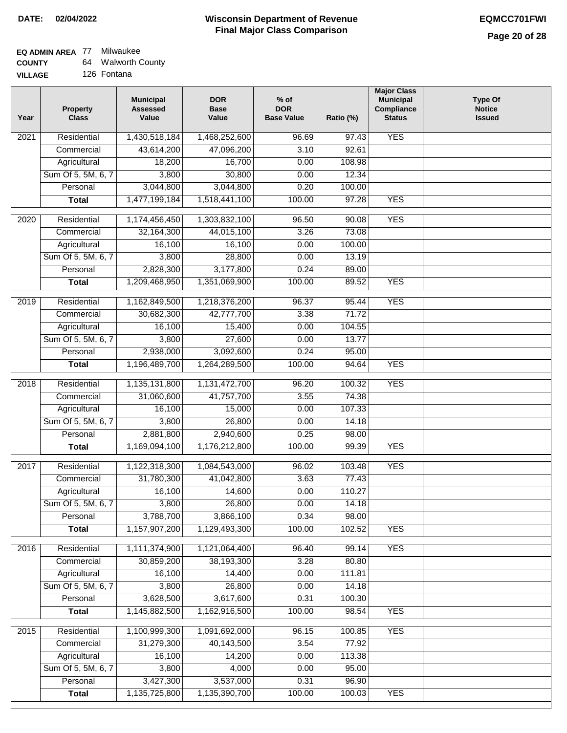**DATE: 02/04/2022**

# Wisconsin Department of Revenue
## Final Major Class Comparison

**EQMCC701FWI**

**EQ ADMIN AREA** 77 Milwaukee
**COUNTY** 64 Walworth County
**VILLAGE** 126 Fontana

| Year | Property Class | Municipal Assessed Value | DOR Base Value | % of DOR Base Value | Ratio (%) | Major Class Municipal Compliance Status | Type Of Notice Issued |
|---|---|---|---|---|---|---|---|
| 2021 | Residential | 1,430,518,184 | 1,468,252,600 | 96.69 | 97.43 | YES | |
| | Commercial | 43,614,200 | 47,096,200 | 3.10 | 92.61 | | |
| | Agricultural | 18,200 | 16,700 | 0.00 | 108.98 | | |
| | Sum Of 5, 5M, 6, 7 | 3,800 | 30,800 | 0.00 | 12.34 | | |
| | Personal | 3,044,800 | 3,044,800 | 0.20 | 100.00 | | |
| | **Total** | 1,477,199,184 | 1,518,441,100 | 100.00 | 97.28 | YES | |
| 2020 | Residential | 1,174,456,450 | 1,303,832,100 | 96.50 | 90.08 | YES | |
| | Commercial | 32,164,300 | 44,015,100 | 3.26 | 73.08 | | |
| | Agricultural | 16,100 | 16,100 | 0.00 | 100.00 | | |
| | Sum Of 5, 5M, 6, 7 | 3,800 | 28,800 | 0.00 | 13.19 | | |
| | Personal | 2,828,300 | 3,177,800 | 0.24 | 89.00 | | |
| | **Total** | 1,209,468,950 | 1,351,069,900 | 100.00 | 89.52 | YES | |
| 2019 | Residential | 1,162,849,500 | 1,218,376,200 | 96.37 | 95.44 | YES | |
| | Commercial | 30,682,300 | 42,777,700 | 3.38 | 71.72 | | |
| | Agricultural | 16,100 | 15,400 | 0.00 | 104.55 | | |
| | Sum Of 5, 5M, 6, 7 | 3,800 | 27,600 | 0.00 | 13.77 | | |
| | Personal | 2,938,000 | 3,092,600 | 0.24 | 95.00 | | |
| | **Total** | 1,196,489,700 | 1,264,289,500 | 100.00 | 94.64 | YES | |
| 2018 | Residential | 1,135,131,800 | 1,131,472,700 | 96.20 | 100.32 | YES | |
| | Commercial | 31,060,600 | 41,757,700 | 3.55 | 74.38 | | |
| | Agricultural | 16,100 | 15,000 | 0.00 | 107.33 | | |
| | Sum Of 5, 5M, 6, 7 | 3,800 | 26,800 | 0.00 | 14.18 | | |
| | Personal | 2,881,800 | 2,940,600 | 0.25 | 98.00 | | |
| | **Total** | 1,169,094,100 | 1,176,212,800 | 100.00 | 99.39 | YES | |
| 2017 | Residential | 1,122,318,300 | 1,084,543,000 | 96.02 | 103.48 | YES | |
| | Commercial | 31,780,300 | 41,042,800 | 3.63 | 77.43 | | |
| | Agricultural | 16,100 | 14,600 | 0.00 | 110.27 | | |
| | Sum Of 5, 5M, 6, 7 | 3,800 | 26,800 | 0.00 | 14.18 | | |
| | Personal | 3,788,700 | 3,866,100 | 0.34 | 98.00 | | |
| | **Total** | 1,157,907,200 | 1,129,493,300 | 100.00 | 102.52 | YES | |
| 2016 | Residential | 1,111,374,900 | 1,121,064,400 | 96.40 | 99.14 | YES | |
| | Commercial | 30,859,200 | 38,193,300 | 3.28 | 80.80 | | |
| | Agricultural | 16,100 | 14,400 | 0.00 | 111.81 | | |
| | Sum Of 5, 5M, 6, 7 | 3,800 | 26,800 | 0.00 | 14.18 | | |
| | Personal | 3,628,500 | 3,617,600 | 0.31 | 100.30 | | |
| | **Total** | 1,145,882,500 | 1,162,916,500 | 100.00 | 98.54 | YES | |
| 2015 | Residential | 1,100,999,300 | 1,091,692,000 | 96.15 | 100.85 | YES | |
| | Commercial | 31,279,300 | 40,143,500 | 3.54 | 77.92 | | |
| | Agricultural | 16,100 | 14,200 | 0.00 | 113.38 | | |
| | Sum Of 5, 5M, 6, 7 | 3,800 | 4,000 | 0.00 | 95.00 | | |
| | Personal | 3,427,300 | 3,537,000 | 0.31 | 96.90 | | |
| | **Total** | 1,135,725,800 | 1,135,390,700 | 100.00 | 100.03 | YES | |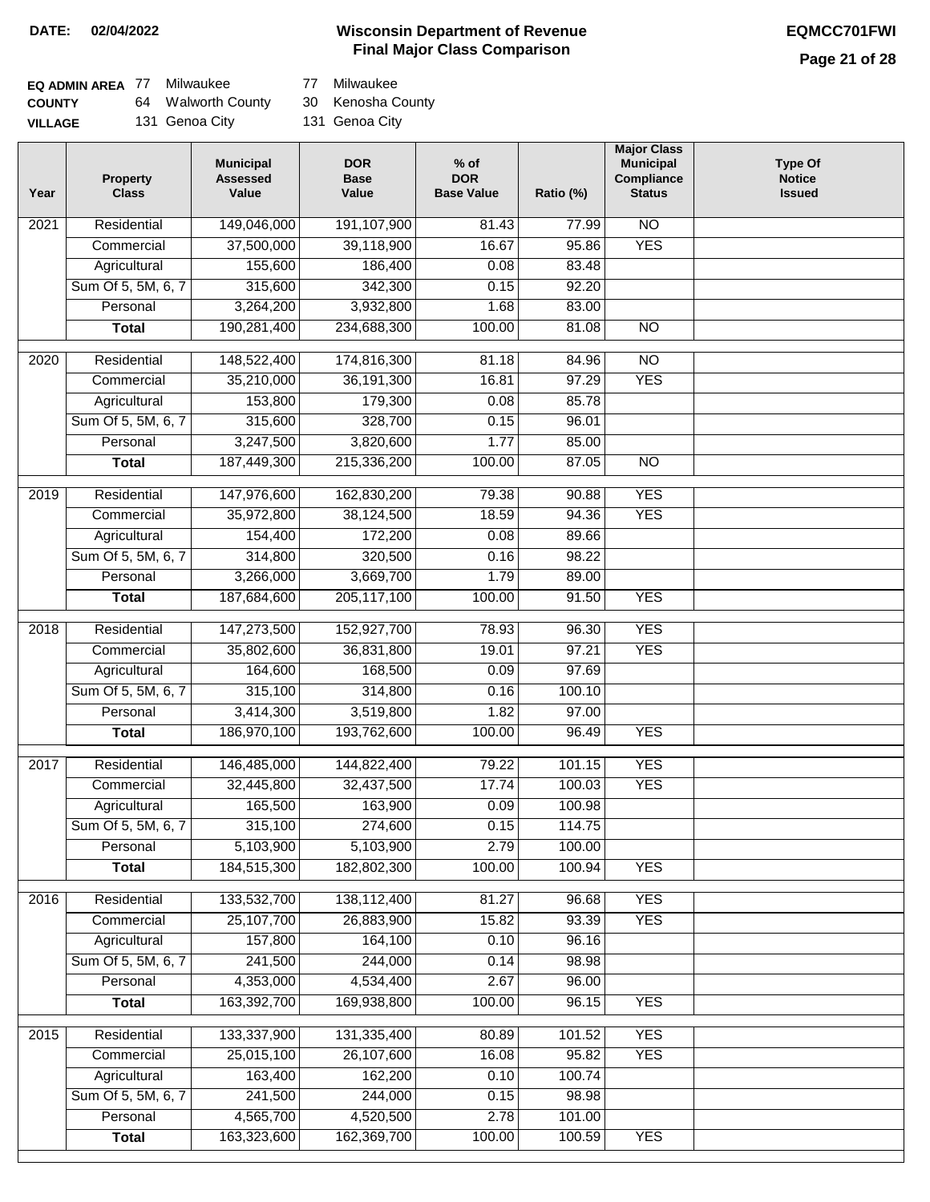**DATE:** 02/04/2022

# Wisconsin Department of Revenue
## Final Major Class Comparison

**EQMCC701FWI**

| | | | | |
|---|---|---|---|---|
| **EQ ADMIN AREA** | 77 | Milwaukee | 77 | Milwaukee |
| **COUNTY** | 64 | Walworth County | 30 | Kenosha County |
| **VILLAGE** | 131 | Genoa City | 131 | Genoa City |

| Year | Property Class | Municipal Assessed Value | DOR Base Value | % of DOR Base Value | Ratio (%) | Major Class Municipal Compliance Status | Type Of Notice Issued |
|---|---|---|---|---|---|---|---|
| 2021 | Residential | 149,046,000 | 191,107,900 | 81.43 | 77.99 | NO | |
| | Commercial | 37,500,000 | 39,118,900 | 16.67 | 95.86 | YES | |
| | Agricultural | 155,600 | 186,400 | 0.08 | 83.48 | | |
| | Sum Of 5, 5M, 6, 7 | 315,600 | 342,300 | 0.15 | 92.20 | | |
| | Personal | 3,264,200 | 3,932,800 | 1.68 | 83.00 | | |
| | **Total** | 190,281,400 | 234,688,300 | 100.00 | 81.08 | NO | |
| 2020 | Residential | 148,522,400 | 174,816,300 | 81.18 | 84.96 | NO | |
| | Commercial | 35,210,000 | 36,191,300 | 16.81 | 97.29 | YES | |
| | Agricultural | 153,800 | 179,300 | 0.08 | 85.78 | | |
| | Sum Of 5, 5M, 6, 7 | 315,600 | 328,700 | 0.15 | 96.01 | | |
| | Personal | 3,247,500 | 3,820,600 | 1.77 | 85.00 | | |
| | **Total** | 187,449,300 | 215,336,200 | 100.00 | 87.05 | NO | |
| 2019 | Residential | 147,976,600 | 162,830,200 | 79.38 | 90.88 | YES | |
| | Commercial | 35,972,800 | 38,124,500 | 18.59 | 94.36 | YES | |
| | Agricultural | 154,400 | 172,200 | 0.08 | 89.66 | | |
| | Sum Of 5, 5M, 6, 7 | 314,800 | 320,500 | 0.16 | 98.22 | | |
| | Personal | 3,266,000 | 3,669,700 | 1.79 | 89.00 | | |
| | **Total** | 187,684,600 | 205,117,100 | 100.00 | 91.50 | YES | |
| 2018 | Residential | 147,273,500 | 152,927,700 | 78.93 | 96.30 | YES | |
| | Commercial | 35,802,600 | 36,831,800 | 19.01 | 97.21 | YES | |
| | Agricultural | 164,600 | 168,500 | 0.09 | 97.69 | | |
| | Sum Of 5, 5M, 6, 7 | 315,100 | 314,800 | 0.16 | 100.10 | | |
| | Personal | 3,414,300 | 3,519,800 | 1.82 | 97.00 | | |
| | **Total** | 186,970,100 | 193,762,600 | 100.00 | 96.49 | YES | |
| 2017 | Residential | 146,485,000 | 144,822,400 | 79.22 | 101.15 | YES | |
| | Commercial | 32,445,800 | 32,437,500 | 17.74 | 100.03 | YES | |
| | Agricultural | 165,500 | 163,900 | 0.09 | 100.98 | | |
| | Sum Of 5, 5M, 6, 7 | 315,100 | 274,600 | 0.15 | 114.75 | | |
| | Personal | 5,103,900 | 5,103,900 | 2.79 | 100.00 | | |
| | **Total** | 184,515,300 | 182,802,300 | 100.00 | 100.94 | YES | |
| 2016 | Residential | 133,532,700 | 138,112,400 | 81.27 | 96.68 | YES | |
| | Commercial | 25,107,700 | 26,883,900 | 15.82 | 93.39 | YES | |
| | Agricultural | 157,800 | 164,100 | 0.10 | 96.16 | | |
| | Sum Of 5, 5M, 6, 7 | 241,500 | 244,000 | 0.14 | 98.98 | | |
| | Personal | 4,353,000 | 4,534,400 | 2.67 | 96.00 | | |
| | **Total** | 163,392,700 | 169,938,800 | 100.00 | 96.15 | YES | |
| 2015 | Residential | 133,337,900 | 131,335,400 | 80.89 | 101.52 | YES | |
| | Commercial | 25,015,100 | 26,107,600 | 16.08 | 95.82 | YES | |
| | Agricultural | 163,400 | 162,200 | 0.10 | 100.74 | | |
| | Sum Of 5, 5M, 6, 7 | 241,500 | 244,000 | 0.15 | 98.98 | | |
| | Personal | 4,565,700 | 4,520,500 | 2.78 | 101.00 | | |
| | **Total** | 163,323,600 | 162,369,700 | 100.00 | 100.59 | YES | |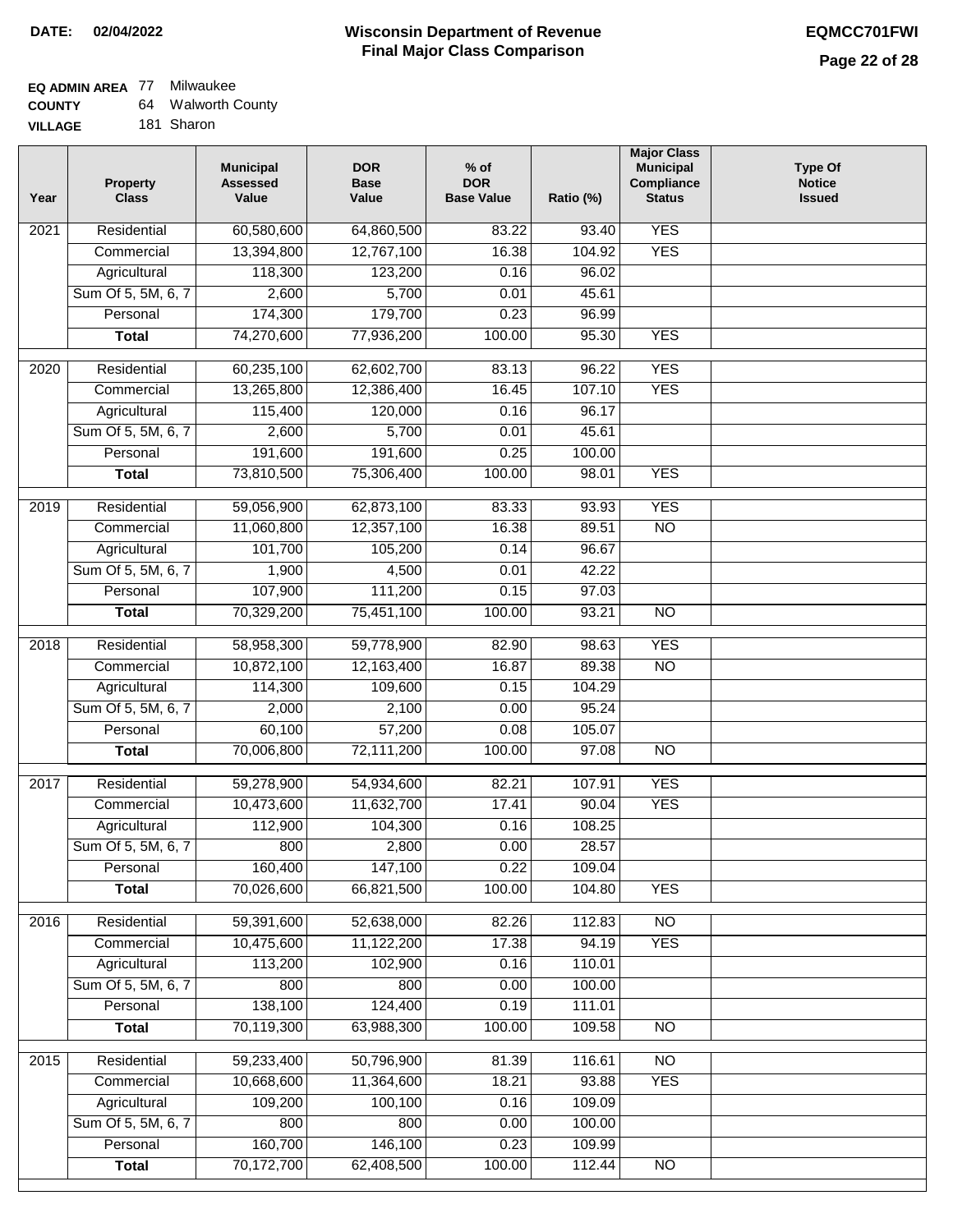**DATE: 02/04/2022**

# Wisconsin Department of Revenue
## Final Major Class Comparison

**EQMCC701FWI**

**EQ ADMIN AREA** 77 Milwaukee
**COUNTY** 64 Walworth County
**VILLAGE** 181 Sharon

| Year | Property Class | Municipal Assessed Value | DOR Base Value | % of DOR Base Value | Ratio (%) | Major Class Municipal Compliance Status | Type Of Notice Issued |
|---|---|---|---|---|---|---|---|
| 2021 | Residential | 60,580,600 | 64,860,500 | 83.22 | 93.40 | YES | |
| | Commercial | 13,394,800 | 12,767,100 | 16.38 | 104.92 | YES | |
| | Agricultural | 118,300 | 123,200 | 0.16 | 96.02 | | |
| | Sum Of 5, 5M, 6, 7 | 2,600 | 5,700 | 0.01 | 45.61 | | |
| | Personal | 174,300 | 179,700 | 0.23 | 96.99 | | |
| | **Total** | 74,270,600 | 77,936,200 | 100.00 | 95.30 | YES | |
| 2020 | Residential | 60,235,100 | 62,602,700 | 83.13 | 96.22 | YES | |
| | Commercial | 13,265,800 | 12,386,400 | 16.45 | 107.10 | YES | |
| | Agricultural | 115,400 | 120,000 | 0.16 | 96.17 | | |
| | Sum Of 5, 5M, 6, 7 | 2,600 | 5,700 | 0.01 | 45.61 | | |
| | Personal | 191,600 | 191,600 | 0.25 | 100.00 | | |
| | **Total** | 73,810,500 | 75,306,400 | 100.00 | 98.01 | YES | |
| 2019 | Residential | 59,056,900 | 62,873,100 | 83.33 | 93.93 | YES | |
| | Commercial | 11,060,800 | 12,357,100 | 16.38 | 89.51 | NO | |
| | Agricultural | 101,700 | 105,200 | 0.14 | 96.67 | | |
| | Sum Of 5, 5M, 6, 7 | 1,900 | 4,500 | 0.01 | 42.22 | | |
| | Personal | 107,900 | 111,200 | 0.15 | 97.03 | | |
| | **Total** | 70,329,200 | 75,451,100 | 100.00 | 93.21 | NO | |
| 2018 | Residential | 58,958,300 | 59,778,900 | 82.90 | 98.63 | YES | |
| | Commercial | 10,872,100 | 12,163,400 | 16.87 | 89.38 | NO | |
| | Agricultural | 114,300 | 109,600 | 0.15 | 104.29 | | |
| | Sum Of 5, 5M, 6, 7 | 2,000 | 2,100 | 0.00 | 95.24 | | |
| | Personal | 60,100 | 57,200 | 0.08 | 105.07 | | |
| | **Total** | 70,006,800 | 72,111,200 | 100.00 | 97.08 | NO | |
| 2017 | Residential | 59,278,900 | 54,934,600 | 82.21 | 107.91 | YES | |
| | Commercial | 10,473,600 | 11,632,700 | 17.41 | 90.04 | YES | |
| | Agricultural | 112,900 | 104,300 | 0.16 | 108.25 | | |
| | Sum Of 5, 5M, 6, 7 | 800 | 2,800 | 0.00 | 28.57 | | |
| | Personal | 160,400 | 147,100 | 0.22 | 109.04 | | |
| | **Total** | 70,026,600 | 66,821,500 | 100.00 | 104.80 | YES | |
| 2016 | Residential | 59,391,600 | 52,638,000 | 82.26 | 112.83 | NO | |
| | Commercial | 10,475,600 | 11,122,200 | 17.38 | 94.19 | YES | |
| | Agricultural | 113,200 | 102,900 | 0.16 | 110.01 | | |
| | Sum Of 5, 5M, 6, 7 | 800 | 800 | 0.00 | 100.00 | | |
| | Personal | 138,100 | 124,400 | 0.19 | 111.01 | | |
| | **Total** | 70,119,300 | 63,988,300 | 100.00 | 109.58 | NO | |
| 2015 | Residential | 59,233,400 | 50,796,900 | 81.39 | 116.61 | NO | |
| | Commercial | 10,668,600 | 11,364,600 | 18.21 | 93.88 | YES | |
| | Agricultural | 109,200 | 100,100 | 0.16 | 109.09 | | |
| | Sum Of 5, 5M, 6, 7 | 800 | 800 | 0.00 | 100.00 | | |
| | Personal | 160,700 | 146,100 | 0.23 | 109.99 | | |
| | **Total** | 70,172,700 | 62,408,500 | 100.00 | 112.44 | NO | |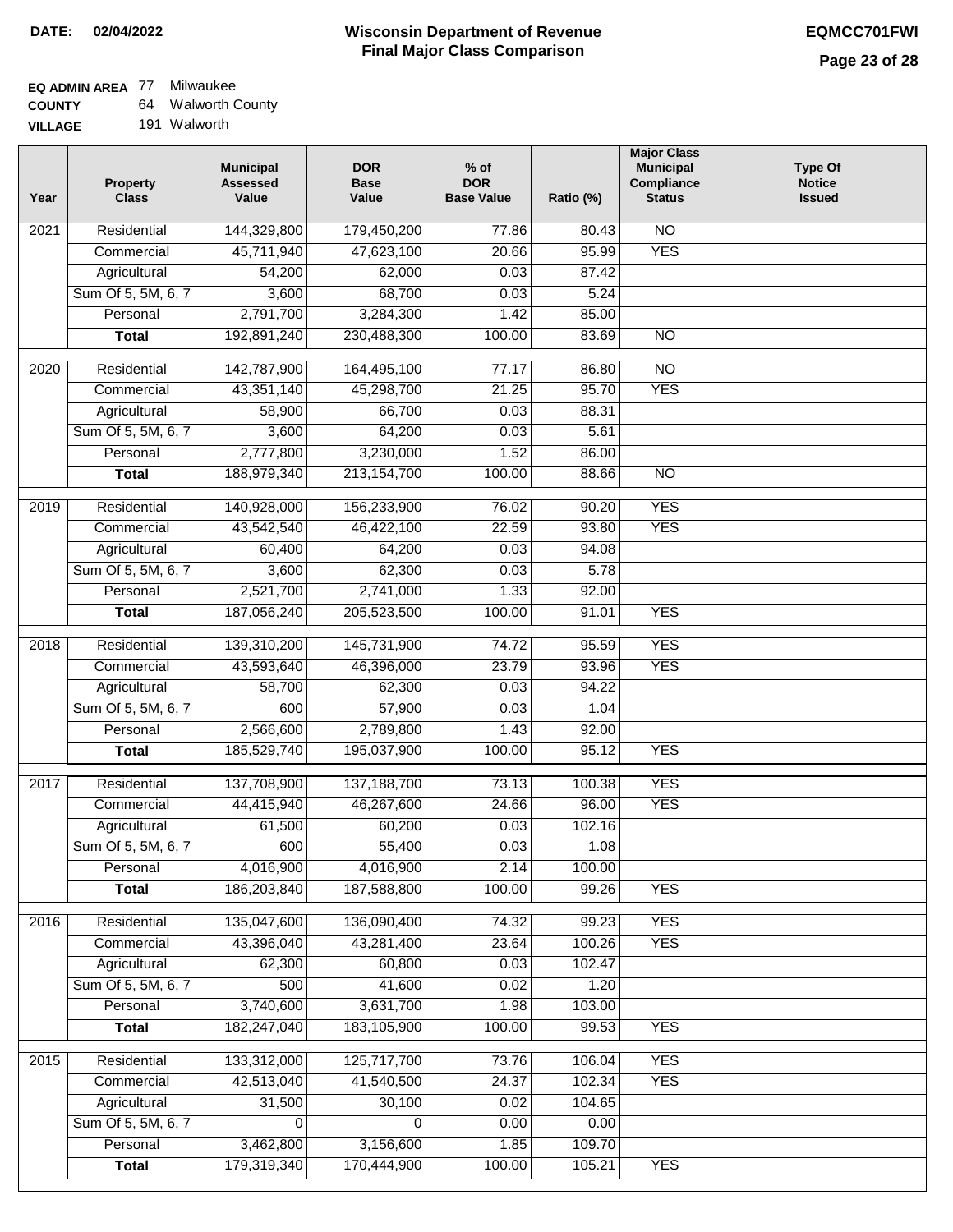**DATE: 02/04/2022**

# Wisconsin Department of Revenue
## Final Major Class Comparison

**EQMCC701FWI**

**EQ ADMIN AREA** 77 Milwaukee
**COUNTY** 64 Walworth County
**VILLAGE** 191 Walworth

| Year | Property Class | Municipal Assessed Value | DOR Base Value | % of DOR Base Value | Ratio (%) | Major Class Municipal Compliance Status | Type Of Notice Issued |
|---|---|---|---|---|---|---|---|
| 2021 | Residential | 144,329,800 | 179,450,200 | 77.86 | 80.43 | NO | |
| | Commercial | 45,711,940 | 47,623,100 | 20.66 | 95.99 | YES | |
| | Agricultural | 54,200 | 62,000 | 0.03 | 87.42 | | |
| | Sum Of 5, 5M, 6, 7 | 3,600 | 68,700 | 0.03 | 5.24 | | |
| | Personal | 2,791,700 | 3,284,300 | 1.42 | 85.00 | | |
| | **Total** | 192,891,240 | 230,488,300 | 100.00 | 83.69 | NO | |
| 2020 | Residential | 142,787,900 | 164,495,100 | 77.17 | 86.80 | NO | |
| | Commercial | 43,351,140 | 45,298,700 | 21.25 | 95.70 | YES | |
| | Agricultural | 58,900 | 66,700 | 0.03 | 88.31 | | |
| | Sum Of 5, 5M, 6, 7 | 3,600 | 64,200 | 0.03 | 5.61 | | |
| | Personal | 2,777,800 | 3,230,000 | 1.52 | 86.00 | | |
| | **Total** | 188,979,340 | 213,154,700 | 100.00 | 88.66 | NO | |
| 2019 | Residential | 140,928,000 | 156,233,900 | 76.02 | 90.20 | YES | |
| | Commercial | 43,542,540 | 46,422,100 | 22.59 | 93.80 | YES | |
| | Agricultural | 60,400 | 64,200 | 0.03 | 94.08 | | |
| | Sum Of 5, 5M, 6, 7 | 3,600 | 62,300 | 0.03 | 5.78 | | |
| | Personal | 2,521,700 | 2,741,000 | 1.33 | 92.00 | | |
| | **Total** | 187,056,240 | 205,523,500 | 100.00 | 91.01 | YES | |
| 2018 | Residential | 139,310,200 | 145,731,900 | 74.72 | 95.59 | YES | |
| | Commercial | 43,593,640 | 46,396,000 | 23.79 | 93.96 | YES | |
| | Agricultural | 58,700 | 62,300 | 0.03 | 94.22 | | |
| | Sum Of 5, 5M, 6, 7 | 600 | 57,900 | 0.03 | 1.04 | | |
| | Personal | 2,566,600 | 2,789,800 | 1.43 | 92.00 | | |
| | **Total** | 185,529,740 | 195,037,900 | 100.00 | 95.12 | YES | |
| 2017 | Residential | 137,708,900 | 137,188,700 | 73.13 | 100.38 | YES | |
| | Commercial | 44,415,940 | 46,267,600 | 24.66 | 96.00 | YES | |
| | Agricultural | 61,500 | 60,200 | 0.03 | 102.16 | | |
| | Sum Of 5, 5M, 6, 7 | 600 | 55,400 | 0.03 | 1.08 | | |
| | Personal | 4,016,900 | 4,016,900 | 2.14 | 100.00 | | |
| | **Total** | 186,203,840 | 187,588,800 | 100.00 | 99.26 | YES | |
| 2016 | Residential | 135,047,600 | 136,090,400 | 74.32 | 99.23 | YES | |
| | Commercial | 43,396,040 | 43,281,400 | 23.64 | 100.26 | YES | |
| | Agricultural | 62,300 | 60,800 | 0.03 | 102.47 | | |
| | Sum Of 5, 5M, 6, 7 | 500 | 41,600 | 0.02 | 1.20 | | |
| | Personal | 3,740,600 | 3,631,700 | 1.98 | 103.00 | | |
| | **Total** | 182,247,040 | 183,105,900 | 100.00 | 99.53 | YES | |
| 2015 | Residential | 133,312,000 | 125,717,700 | 73.76 | 106.04 | YES | |
| | Commercial | 42,513,040 | 41,540,500 | 24.37 | 102.34 | YES | |
| | Agricultural | 31,500 | 30,100 | 0.02 | 104.65 | | |
| | Sum Of 5, 5M, 6, 7 | 0 | 0 | 0.00 | 0.00 | | |
| | Personal | 3,462,800 | 3,156,600 | 1.85 | 109.70 | | |
| | **Total** | 179,319,340 | 170,444,900 | 100.00 | 105.21 | YES | |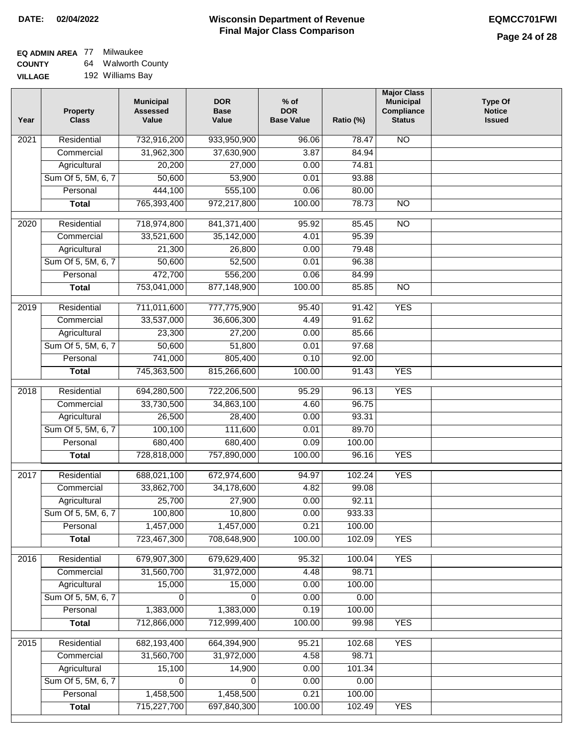**DATE: 02/04/2022**

# Wisconsin Department of Revenue
## Final Major Class Comparison

**EQMCC701FWI**

**EQ ADMIN AREA** 77 Milwaukee
**COUNTY** 64 Walworth County
**VILLAGE** 192 Williams Bay

| Year | Property Class | Municipal Assessed Value | DOR Base Value | % of DOR Base Value | Ratio (%) | Major Class Municipal Compliance Status | Type Of Notice Issued |
|---|---|---|---|---|---|---|---|
| 2021 | Residential | 732,916,200 | 933,950,900 | 96.06 | 78.47 | NO | |
| | Commercial | 31,962,300 | 37,630,900 | 3.87 | 84.94 | | |
| | Agricultural | 20,200 | 27,000 | 0.00 | 74.81 | | |
| | Sum Of 5, 5M, 6, 7 | 50,600 | 53,900 | 0.01 | 93.88 | | |
| | Personal | 444,100 | 555,100 | 0.06 | 80.00 | | |
| | **Total** | 765,393,400 | 972,217,800 | 100.00 | 78.73 | NO | |
| 2020 | Residential | 718,974,800 | 841,371,400 | 95.92 | 85.45 | NO | |
| | Commercial | 33,521,600 | 35,142,000 | 4.01 | 95.39 | | |
| | Agricultural | 21,300 | 26,800 | 0.00 | 79.48 | | |
| | Sum Of 5, 5M, 6, 7 | 50,600 | 52,500 | 0.01 | 96.38 | | |
| | Personal | 472,700 | 556,200 | 0.06 | 84.99 | | |
| | **Total** | 753,041,000 | 877,148,900 | 100.00 | 85.85 | NO | |
| 2019 | Residential | 711,011,600 | 777,775,900 | 95.40 | 91.42 | YES | |
| | Commercial | 33,537,000 | 36,606,300 | 4.49 | 91.62 | | |
| | Agricultural | 23,300 | 27,200 | 0.00 | 85.66 | | |
| | Sum Of 5, 5M, 6, 7 | 50,600 | 51,800 | 0.01 | 97.68 | | |
| | Personal | 741,000 | 805,400 | 0.10 | 92.00 | | |
| | **Total** | 745,363,500 | 815,266,600 | 100.00 | 91.43 | YES | |
| 2018 | Residential | 694,280,500 | 722,206,500 | 95.29 | 96.13 | YES | |
| | Commercial | 33,730,500 | 34,863,100 | 4.60 | 96.75 | | |
| | Agricultural | 26,500 | 28,400 | 0.00 | 93.31 | | |
| | Sum Of 5, 5M, 6, 7 | 100,100 | 111,600 | 0.01 | 89.70 | | |
| | Personal | 680,400 | 680,400 | 0.09 | 100.00 | | |
| | **Total** | 728,818,000 | 757,890,000 | 100.00 | 96.16 | YES | |
| 2017 | Residential | 688,021,100 | 672,974,600 | 94.97 | 102.24 | YES | |
| | Commercial | 33,862,700 | 34,178,600 | 4.82 | 99.08 | | |
| | Agricultural | 25,700 | 27,900 | 0.00 | 92.11 | | |
| | Sum Of 5, 5M, 6, 7 | 100,800 | 10,800 | 0.00 | 933.33 | | |
| | Personal | 1,457,000 | 1,457,000 | 0.21 | 100.00 | | |
| | **Total** | 723,467,300 | 708,648,900 | 100.00 | 102.09 | YES | |
| 2016 | Residential | 679,907,300 | 679,629,400 | 95.32 | 100.04 | YES | |
| | Commercial | 31,560,700 | 31,972,000 | 4.48 | 98.71 | | |
| | Agricultural | 15,000 | 15,000 | 0.00 | 100.00 | | |
| | Sum Of 5, 5M, 6, 7 | 0 | 0 | 0.00 | 0.00 | | |
| | Personal | 1,383,000 | 1,383,000 | 0.19 | 100.00 | | |
| | **Total** | 712,866,000 | 712,999,400 | 100.00 | 99.98 | YES | |
| 2015 | Residential | 682,193,400 | 664,394,900 | 95.21 | 102.68 | YES | |
| | Commercial | 31,560,700 | 31,972,000 | 4.58 | 98.71 | | |
| | Agricultural | 15,100 | 14,900 | 0.00 | 101.34 | | |
| | Sum Of 5, 5M, 6, 7 | 0 | 0 | 0.00 | 0.00 | | |
| | Personal | 1,458,500 | 1,458,500 | 0.21 | 100.00 | | |
| | **Total** | 715,227,700 | 697,840,300 | 100.00 | 102.49 | YES | |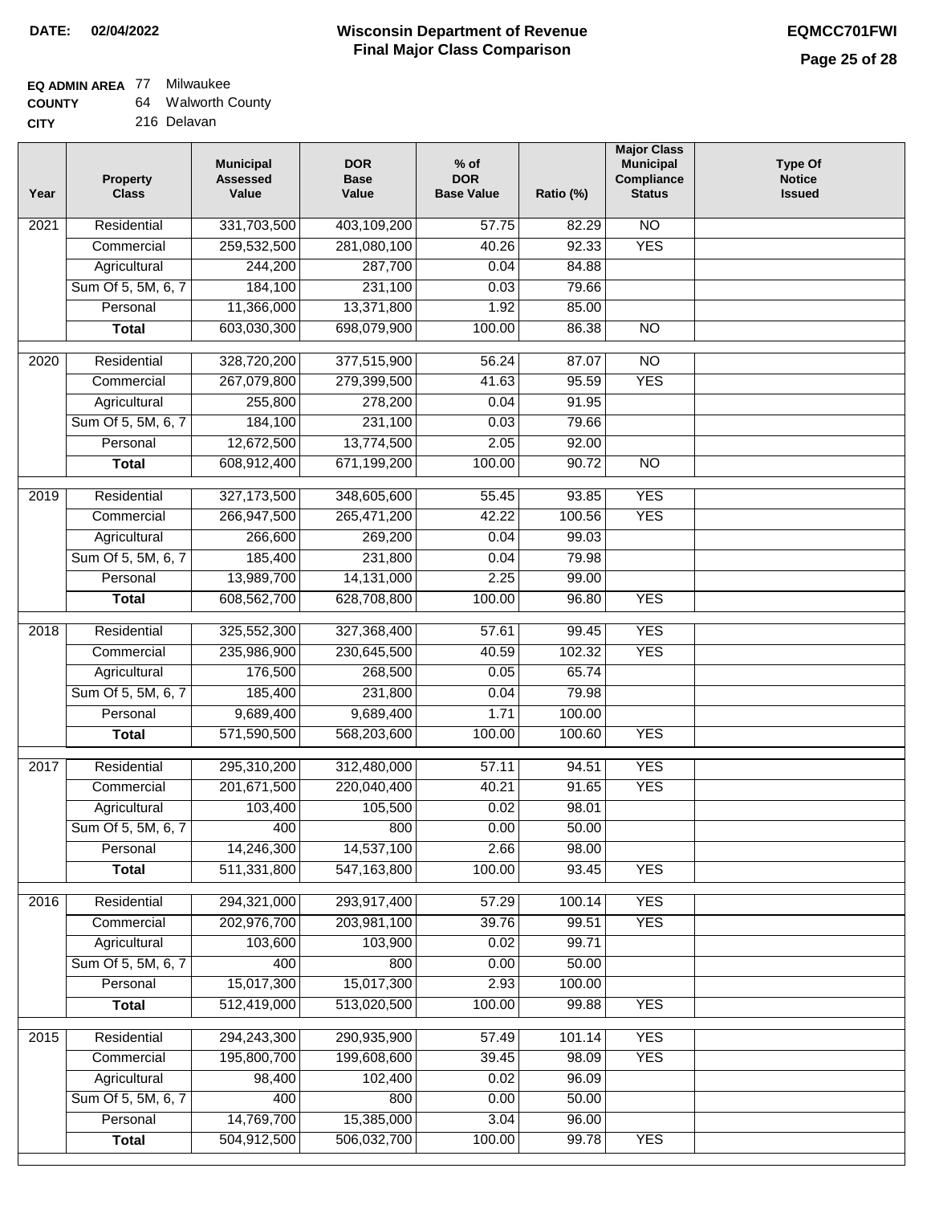**DATE: 02/04/2022**

# Wisconsin Department of Revenue
## Final Major Class Comparison

**EQMCC701FWI**

**EQ ADMIN AREA** 77 Milwaukee
**COUNTY** 64 Walworth County
**CITY** 216 Delavan

| Year | Property Class | Municipal Assessed Value | DOR Base Value | % of DOR Base Value | Ratio (%) | Major Class Municipal Compliance Status | Type Of Notice Issued |
|---|---|---|---|---|---|---|---|
| 2021 | Residential | 331,703,500 | 403,109,200 | 57.75 | 82.29 | NO | |
| | Commercial | 259,532,500 | 281,080,100 | 40.26 | 92.33 | YES | |
| | Agricultural | 244,200 | 287,700 | 0.04 | 84.88 | | |
| | Sum Of 5, 5M, 6, 7 | 184,100 | 231,100 | 0.03 | 79.66 | | |
| | Personal | 11,366,000 | 13,371,800 | 1.92 | 85.00 | | |
| | **Total** | 603,030,300 | 698,079,900 | 100.00 | 86.38 | NO | |
| 2020 | Residential | 328,720,200 | 377,515,900 | 56.24 | 87.07 | NO | |
| | Commercial | 267,079,800 | 279,399,500 | 41.63 | 95.59 | YES | |
| | Agricultural | 255,800 | 278,200 | 0.04 | 91.95 | | |
| | Sum Of 5, 5M, 6, 7 | 184,100 | 231,100 | 0.03 | 79.66 | | |
| | Personal | 12,672,500 | 13,774,500 | 2.05 | 92.00 | | |
| | **Total** | 608,912,400 | 671,199,200 | 100.00 | 90.72 | NO | |
| 2019 | Residential | 327,173,500 | 348,605,600 | 55.45 | 93.85 | YES | |
| | Commercial | 266,947,500 | 265,471,200 | 42.22 | 100.56 | YES | |
| | Agricultural | 266,600 | 269,200 | 0.04 | 99.03 | | |
| | Sum Of 5, 5M, 6, 7 | 185,400 | 231,800 | 0.04 | 79.98 | | |
| | Personal | 13,989,700 | 14,131,000 | 2.25 | 99.00 | | |
| | **Total** | 608,562,700 | 628,708,800 | 100.00 | 96.80 | YES | |
| 2018 | Residential | 325,552,300 | 327,368,400 | 57.61 | 99.45 | YES | |
| | Commercial | 235,986,900 | 230,645,500 | 40.59 | 102.32 | YES | |
| | Agricultural | 176,500 | 268,500 | 0.05 | 65.74 | | |
| | Sum Of 5, 5M, 6, 7 | 185,400 | 231,800 | 0.04 | 79.98 | | |
| | Personal | 9,689,400 | 9,689,400 | 1.71 | 100.00 | | |
| | **Total** | 571,590,500 | 568,203,600 | 100.00 | 100.60 | YES | |
| 2017 | Residential | 295,310,200 | 312,480,000 | 57.11 | 94.51 | YES | |
| | Commercial | 201,671,500 | 220,040,400 | 40.21 | 91.65 | YES | |
| | Agricultural | 103,400 | 105,500 | 0.02 | 98.01 | | |
| | Sum Of 5, 5M, 6, 7 | 400 | 800 | 0.00 | 50.00 | | |
| | Personal | 14,246,300 | 14,537,100 | 2.66 | 98.00 | | |
| | **Total** | 511,331,800 | 547,163,800 | 100.00 | 93.45 | YES | |
| 2016 | Residential | 294,321,000 | 293,917,400 | 57.29 | 100.14 | YES | |
| | Commercial | 202,976,700 | 203,981,100 | 39.76 | 99.51 | YES | |
| | Agricultural | 103,600 | 103,900 | 0.02 | 99.71 | | |
| | Sum Of 5, 5M, 6, 7 | 400 | 800 | 0.00 | 50.00 | | |
| | Personal | 15,017,300 | 15,017,300 | 2.93 | 100.00 | | |
| | **Total** | 512,419,000 | 513,020,500 | 100.00 | 99.88 | YES | |
| 2015 | Residential | 294,243,300 | 290,935,900 | 57.49 | 101.14 | YES | |
| | Commercial | 195,800,700 | 199,608,600 | 39.45 | 98.09 | YES | |
| | Agricultural | 98,400 | 102,400 | 0.02 | 96.09 | | |
| | Sum Of 5, 5M, 6, 7 | 400 | 800 | 0.00 | 50.00 | | |
| | Personal | 14,769,700 | 15,385,000 | 3.04 | 96.00 | | |
| | **Total** | 504,912,500 | 506,032,700 | 100.00 | 99.78 | YES | |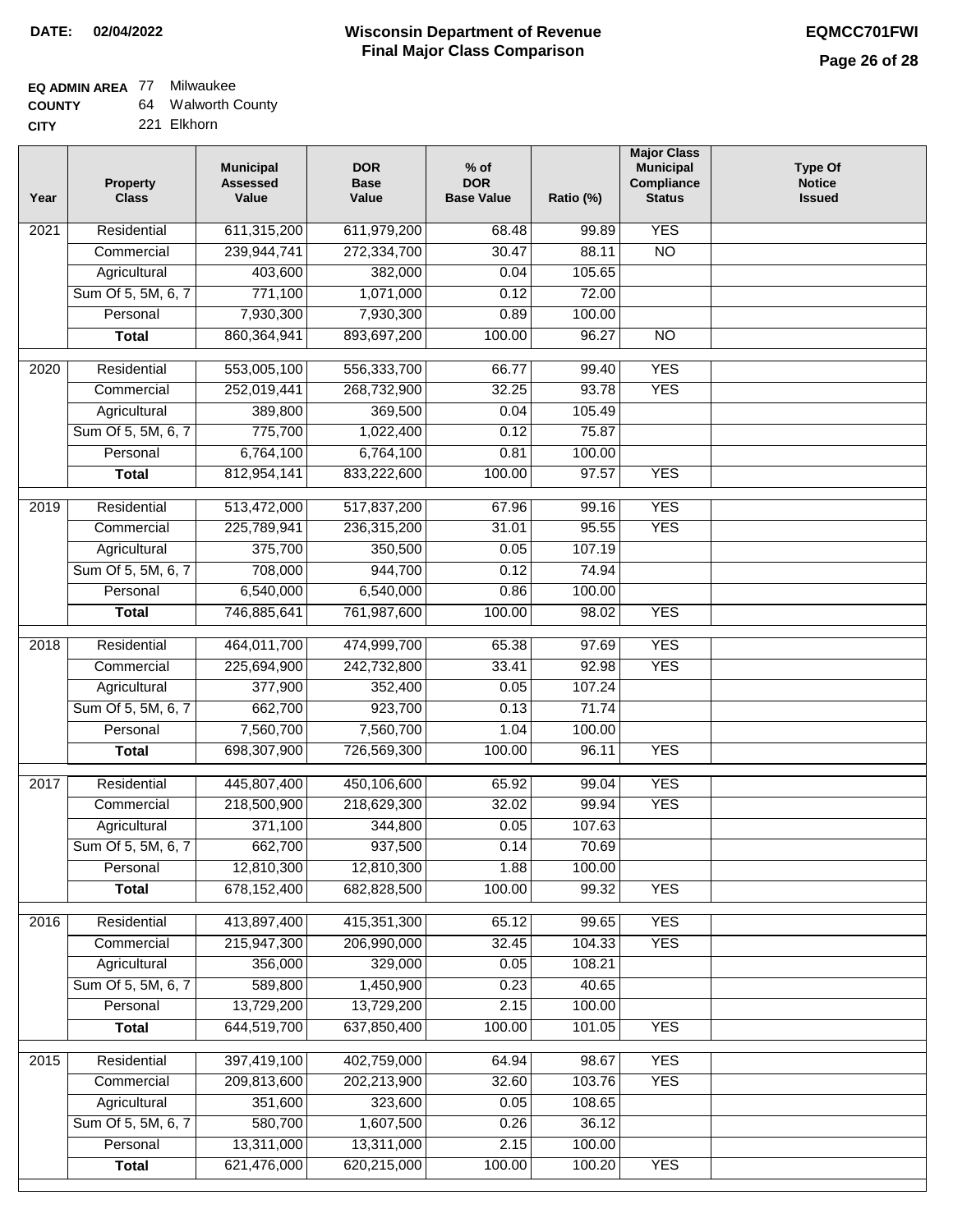**DATE:** 02/04/2022

# Wisconsin Department of Revenue
## Final Major Class Comparison

**EQMCC701FWI**

**EQ ADMIN AREA** 77 Milwaukee
**COUNTY** 64 Walworth County
**CITY** 221 Elkhorn

| Year | Property Class | Municipal Assessed Value | DOR Base Value | % of DOR Base Value | Ratio (%) | Major Class Municipal Compliance Status | Type Of Notice Issued |
|---|---|---|---|---|---|---|---|
| 2021 | Residential | 611,315,200 | 611,979,200 | 68.48 | 99.89 | YES | |
| | Commercial | 239,944,741 | 272,334,700 | 30.47 | 88.11 | NO | |
| | Agricultural | 403,600 | 382,000 | 0.04 | 105.65 | | |
| | Sum Of 5, 5M, 6, 7 | 771,100 | 1,071,000 | 0.12 | 72.00 | | |
| | Personal | 7,930,300 | 7,930,300 | 0.89 | 100.00 | | |
| | **Total** | 860,364,941 | 893,697,200 | 100.00 | 96.27 | NO | |
| 2020 | Residential | 553,005,100 | 556,333,700 | 66.77 | 99.40 | YES | |
| | Commercial | 252,019,441 | 268,732,900 | 32.25 | 93.78 | YES | |
| | Agricultural | 389,800 | 369,500 | 0.04 | 105.49 | | |
| | Sum Of 5, 5M, 6, 7 | 775,700 | 1,022,400 | 0.12 | 75.87 | | |
| | Personal | 6,764,100 | 6,764,100 | 0.81 | 100.00 | | |
| | **Total** | 812,954,141 | 833,222,600 | 100.00 | 97.57 | YES | |
| 2019 | Residential | 513,472,000 | 517,837,200 | 67.96 | 99.16 | YES | |
| | Commercial | 225,789,941 | 236,315,200 | 31.01 | 95.55 | YES | |
| | Agricultural | 375,700 | 350,500 | 0.05 | 107.19 | | |
| | Sum Of 5, 5M, 6, 7 | 708,000 | 944,700 | 0.12 | 74.94 | | |
| | Personal | 6,540,000 | 6,540,000 | 0.86 | 100.00 | | |
| | **Total** | 746,885,641 | 761,987,600 | 100.00 | 98.02 | YES | |
| 2018 | Residential | 464,011,700 | 474,999,700 | 65.38 | 97.69 | YES | |
| | Commercial | 225,694,900 | 242,732,800 | 33.41 | 92.98 | YES | |
| | Agricultural | 377,900 | 352,400 | 0.05 | 107.24 | | |
| | Sum Of 5, 5M, 6, 7 | 662,700 | 923,700 | 0.13 | 71.74 | | |
| | Personal | 7,560,700 | 7,560,700 | 1.04 | 100.00 | | |
| | **Total** | 698,307,900 | 726,569,300 | 100.00 | 96.11 | YES | |
| 2017 | Residential | 445,807,400 | 450,106,600 | 65.92 | 99.04 | YES | |
| | Commercial | 218,500,900 | 218,629,300 | 32.02 | 99.94 | YES | |
| | Agricultural | 371,100 | 344,800 | 0.05 | 107.63 | | |
| | Sum Of 5, 5M, 6, 7 | 662,700 | 937,500 | 0.14 | 70.69 | | |
| | Personal | 12,810,300 | 12,810,300 | 1.88 | 100.00 | | |
| | **Total** | 678,152,400 | 682,828,500 | 100.00 | 99.32 | YES | |
| 2016 | Residential | 413,897,400 | 415,351,300 | 65.12 | 99.65 | YES | |
| | Commercial | 215,947,300 | 206,990,000 | 32.45 | 104.33 | YES | |
| | Agricultural | 356,000 | 329,000 | 0.05 | 108.21 | | |
| | Sum Of 5, 5M, 6, 7 | 589,800 | 1,450,900 | 0.23 | 40.65 | | |
| | Personal | 13,729,200 | 13,729,200 | 2.15 | 100.00 | | |
| | **Total** | 644,519,700 | 637,850,400 | 100.00 | 101.05 | YES | |
| 2015 | Residential | 397,419,100 | 402,759,000 | 64.94 | 98.67 | YES | |
| | Commercial | 209,813,600 | 202,213,900 | 32.60 | 103.76 | YES | |
| | Agricultural | 351,600 | 323,600 | 0.05 | 108.65 | | |
| | Sum Of 5, 5M, 6, 7 | 580,700 | 1,607,500 | 0.26 | 36.12 | | |
| | Personal | 13,311,000 | 13,311,000 | 2.15 | 100.00 | | |
| | **Total** | 621,476,000 | 620,215,000 | 100.00 | 100.20 | YES | |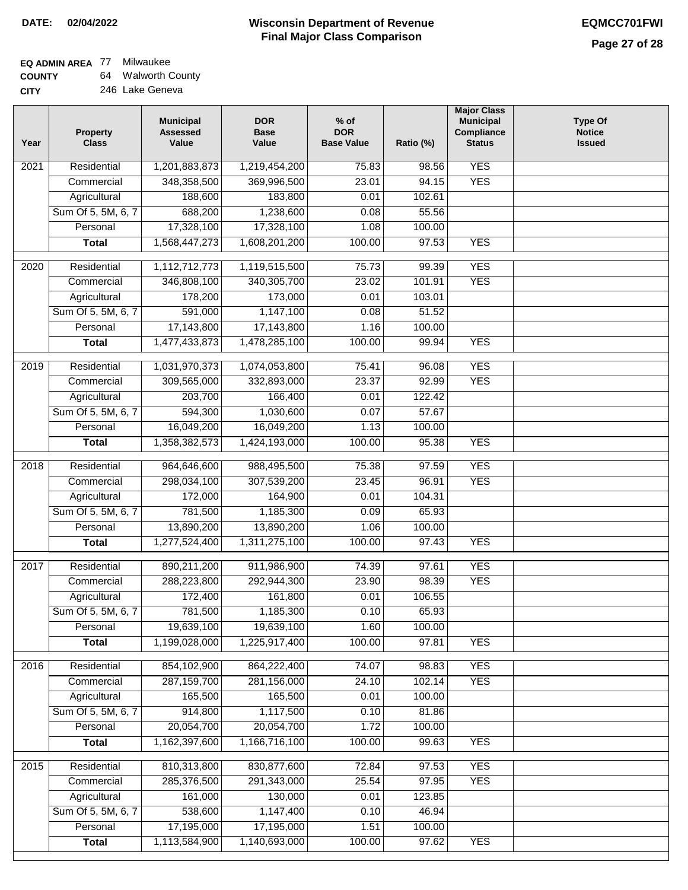**DATE: 02/04/2022**

# Wisconsin Department of Revenue
## Final Major Class Comparison

**EQMCC701FWI**

**EQ ADMIN AREA** 77 Milwaukee
**COUNTY** 64 Walworth County
**CITY** 246 Lake Geneva

| Year | Property Class | Municipal Assessed Value | DOR Base Value | % of DOR Base Value | Ratio (%) | Major Class Municipal Compliance Status | Type Of Notice Issued |
|---|---|---|---|---|---|---|---|
| 2021 | Residential | 1,201,883,873 | 1,219,454,200 | 75.83 | 98.56 | YES | |
| | Commercial | 348,358,500 | 369,996,500 | 23.01 | 94.15 | YES | |
| | Agricultural | 188,600 | 183,800 | 0.01 | 102.61 | | |
| | Sum Of 5, 5M, 6, 7 | 688,200 | 1,238,600 | 0.08 | 55.56 | | |
| | Personal | 17,328,100 | 17,328,100 | 1.08 | 100.00 | | |
| | **Total** | 1,568,447,273 | 1,608,201,200 | 100.00 | 97.53 | YES | |
| 2020 | Residential | 1,112,712,773 | 1,119,515,500 | 75.73 | 99.39 | YES | |
| | Commercial | 346,808,100 | 340,305,700 | 23.02 | 101.91 | YES | |
| | Agricultural | 178,200 | 173,000 | 0.01 | 103.01 | | |
| | Sum Of 5, 5M, 6, 7 | 591,000 | 1,147,100 | 0.08 | 51.52 | | |
| | Personal | 17,143,800 | 17,143,800 | 1.16 | 100.00 | | |
| | **Total** | 1,477,433,873 | 1,478,285,100 | 100.00 | 99.94 | YES | |
| 2019 | Residential | 1,031,970,373 | 1,074,053,800 | 75.41 | 96.08 | YES | |
| | Commercial | 309,565,000 | 332,893,000 | 23.37 | 92.99 | YES | |
| | Agricultural | 203,700 | 166,400 | 0.01 | 122.42 | | |
| | Sum Of 5, 5M, 6, 7 | 594,300 | 1,030,600 | 0.07 | 57.67 | | |
| | Personal | 16,049,200 | 16,049,200 | 1.13 | 100.00 | | |
| | **Total** | 1,358,382,573 | 1,424,193,000 | 100.00 | 95.38 | YES | |
| 2018 | Residential | 964,646,600 | 988,495,500 | 75.38 | 97.59 | YES | |
| | Commercial | 298,034,100 | 307,539,200 | 23.45 | 96.91 | YES | |
| | Agricultural | 172,000 | 164,900 | 0.01 | 104.31 | | |
| | Sum Of 5, 5M, 6, 7 | 781,500 | 1,185,300 | 0.09 | 65.93 | | |
| | Personal | 13,890,200 | 13,890,200 | 1.06 | 100.00 | | |
| | **Total** | 1,277,524,400 | 1,311,275,100 | 100.00 | 97.43 | YES | |
| 2017 | Residential | 890,211,200 | 911,986,900 | 74.39 | 97.61 | YES | |
| | Commercial | 288,223,800 | 292,944,300 | 23.90 | 98.39 | YES | |
| | Agricultural | 172,400 | 161,800 | 0.01 | 106.55 | | |
| | Sum Of 5, 5M, 6, 7 | 781,500 | 1,185,300 | 0.10 | 65.93 | | |
| | Personal | 19,639,100 | 19,639,100 | 1.60 | 100.00 | | |
| | **Total** | 1,199,028,000 | 1,225,917,400 | 100.00 | 97.81 | YES | |
| 2016 | Residential | 854,102,900 | 864,222,400 | 74.07 | 98.83 | YES | |
| | Commercial | 287,159,700 | 281,156,000 | 24.10 | 102.14 | YES | |
| | Agricultural | 165,500 | 165,500 | 0.01 | 100.00 | | |
| | Sum Of 5, 5M, 6, 7 | 914,800 | 1,117,500 | 0.10 | 81.86 | | |
| | Personal | 20,054,700 | 20,054,700 | 1.72 | 100.00 | | |
| | **Total** | 1,162,397,600 | 1,166,716,100 | 100.00 | 99.63 | YES | |
| 2015 | Residential | 810,313,800 | 830,877,600 | 72.84 | 97.53 | YES | |
| | Commercial | 285,376,500 | 291,343,000 | 25.54 | 97.95 | YES | |
| | Agricultural | 161,000 | 130,000 | 0.01 | 123.85 | | |
| | Sum Of 5, 5M, 6, 7 | 538,600 | 1,147,400 | 0.10 | 46.94 | | |
| | Personal | 17,195,000 | 17,195,000 | 1.51 | 100.00 | | |
| | **Total** | 1,113,584,900 | 1,140,693,000 | 100.00 | 97.62 | YES | |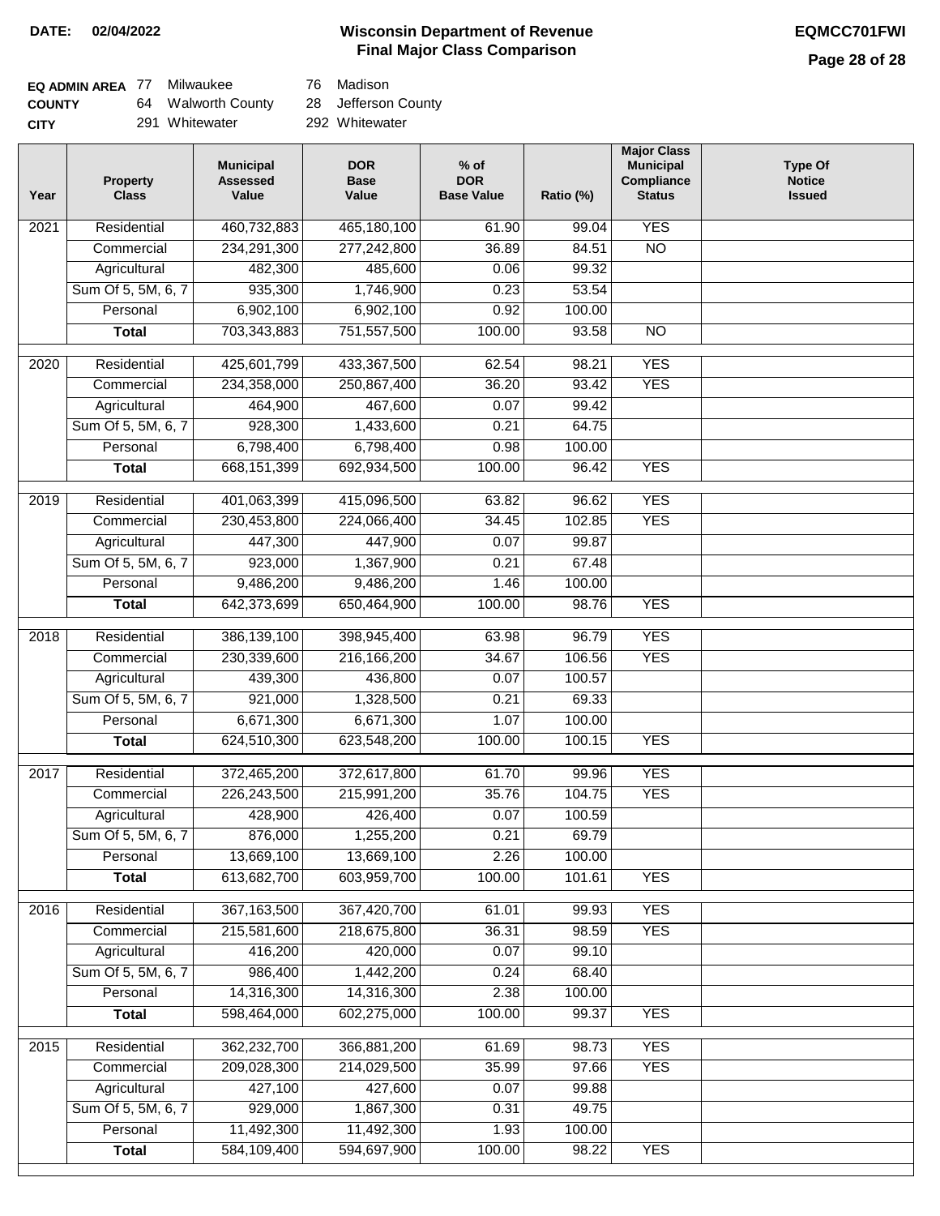**DATE: 02/04/2022**

# Wisconsin Department of Revenue
## Final Major Class Comparison

**EQMCC701FWI**

| | | | | |
|---|---|---|---|---|
| **EQ ADMIN AREA** | 77 | Milwaukee | 76 | Madison |
| **COUNTY** | 64 | Walworth County | 28 | Jefferson County |
| **CITY** | 291 | Whitewater | 292 | Whitewater |

| Year | Property Class | Municipal Assessed Value | DOR Base Value | % of DOR Base Value | Ratio (%) | Major Class Municipal Compliance Status | Type Of Notice Issued |
|---|---|---|---|---|---|---|---|
| 2021 | Residential | 460,732,883 | 465,180,100 | 61.90 | 99.04 | YES | |
| | Commercial | 234,291,300 | 277,242,800 | 36.89 | 84.51 | NO | |
| | Agricultural | 482,300 | 485,600 | 0.06 | 99.32 | | |
| | Sum Of 5, 5M, 6, 7 | 935,300 | 1,746,900 | 0.23 | 53.54 | | |
| | Personal | 6,902,100 | 6,902,100 | 0.92 | 100.00 | | |
| | **Total** | 703,343,883 | 751,557,500 | 100.00 | 93.58 | NO | |
| 2020 | Residential | 425,601,799 | 433,367,500 | 62.54 | 98.21 | YES | |
| | Commercial | 234,358,000 | 250,867,400 | 36.20 | 93.42 | YES | |
| | Agricultural | 464,900 | 467,600 | 0.07 | 99.42 | | |
| | Sum Of 5, 5M, 6, 7 | 928,300 | 1,433,600 | 0.21 | 64.75 | | |
| | Personal | 6,798,400 | 6,798,400 | 0.98 | 100.00 | | |
| | **Total** | 668,151,399 | 692,934,500 | 100.00 | 96.42 | YES | |
| 2019 | Residential | 401,063,399 | 415,096,500 | 63.82 | 96.62 | YES | |
| | Commercial | 230,453,800 | 224,066,400 | 34.45 | 102.85 | YES | |
| | Agricultural | 447,300 | 447,900 | 0.07 | 99.87 | | |
| | Sum Of 5, 5M, 6, 7 | 923,000 | 1,367,900 | 0.21 | 67.48 | | |
| | Personal | 9,486,200 | 9,486,200 | 1.46 | 100.00 | | |
| | **Total** | 642,373,699 | 650,464,900 | 100.00 | 98.76 | YES | |
| 2018 | Residential | 386,139,100 | 398,945,400 | 63.98 | 96.79 | YES | |
| | Commercial | 230,339,600 | 216,166,200 | 34.67 | 106.56 | YES | |
| | Agricultural | 439,300 | 436,800 | 0.07 | 100.57 | | |
| | Sum Of 5, 5M, 6, 7 | 921,000 | 1,328,500 | 0.21 | 69.33 | | |
| | Personal | 6,671,300 | 6,671,300 | 1.07 | 100.00 | | |
| | **Total** | 624,510,300 | 623,548,200 | 100.00 | 100.15 | YES | |
| 2017 | Residential | 372,465,200 | 372,617,800 | 61.70 | 99.96 | YES | |
| | Commercial | 226,243,500 | 215,991,200 | 35.76 | 104.75 | YES | |
| | Agricultural | 428,900 | 426,400 | 0.07 | 100.59 | | |
| | Sum Of 5, 5M, 6, 7 | 876,000 | 1,255,200 | 0.21 | 69.79 | | |
| | Personal | 13,669,100 | 13,669,100 | 2.26 | 100.00 | | |
| | **Total** | 613,682,700 | 603,959,700 | 100.00 | 101.61 | YES | |
| 2016 | Residential | 367,163,500 | 367,420,700 | 61.01 | 99.93 | YES | |
| | Commercial | 215,581,600 | 218,675,800 | 36.31 | 98.59 | YES | |
| | Agricultural | 416,200 | 420,000 | 0.07 | 99.10 | | |
| | Sum Of 5, 5M, 6, 7 | 986,400 | 1,442,200 | 0.24 | 68.40 | | |
| | Personal | 14,316,300 | 14,316,300 | 2.38 | 100.00 | | |
| | **Total** | 598,464,000 | 602,275,000 | 100.00 | 99.37 | YES | |
| 2015 | Residential | 362,232,700 | 366,881,200 | 61.69 | 98.73 | YES | |
| | Commercial | 209,028,300 | 214,029,500 | 35.99 | 97.66 | YES | |
| | Agricultural | 427,100 | 427,600 | 0.07 | 99.88 | | |
| | Sum Of 5, 5M, 6, 7 | 929,000 | 1,867,300 | 0.31 | 49.75 | | |
| | Personal | 11,492,300 | 11,492,300 | 1.93 | 100.00 | | |
| | **Total** | 584,109,400 | 594,697,900 | 100.00 | 98.22 | YES | |